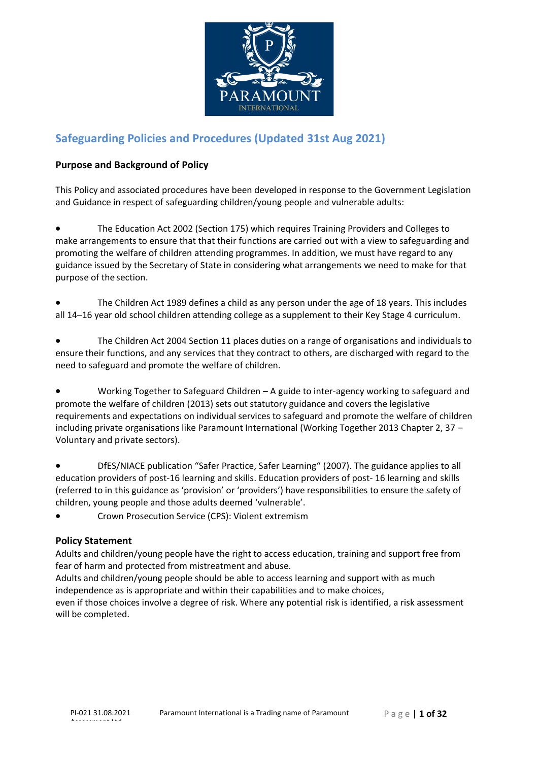# Safeguarding Policies and Procedures (Updated 31st Aug 2021)

### Purpose and Background of Policy

This Policy and associated procedures have been developed in response to the Government Legislation and Guidance in respect of safeguarding children/young people and vulnerable adults:

- The Education Act 2002 (Section 175) which requires Training Providers and Colleges to make arrangements to ensure that that their functions are carried out with a view to safeguarding and promoting the welfare of children attending programmes. In addition, we must have regard to any guidance issued by the Secretary of State in considering what arrangements we need to make for that purpose of the section.

- The Children Act 1989 defines a child as any person under the age of 18 years. This includes all 14–16 year old school children attending college as a supplement to their Key Stage 4 curriculum.

- The Children Act 2004 Section 11 places duties on a range of organisations and individuals to ensure their functions, and any services that they contract to others, are discharged with regard to the need to safeguard and promote the welfare of children.

- Working Together to Safeguard Children – A guide to inter-agency working to safeguard and promote the welfare of children (2013) sets out statutory guidance and covers the legislative requirements and expectations on individual services to safeguard and promote the welfare of children including private organisations like Paramount International (Working Together 2013 Chapter 2, 37 – Voluntary and private sectors).

- DfES/NIACE publication "Safer Practice, Safer Learning" (2007). The guidance applies to all education providers of post-16 learning and skills. Education providers of post- 16 learning and skills (referred to in this guidance as 'provision' or 'providers') have responsibilities to ensure the safety of children, young people and those adults deemed 'vulnerable'.
- Crown Prosecution Service (CPS): Violent extremism

### Policy Statement

Adults and children/young people have the right to access education, training and support free from fear of harm and protected from mistreatment and abuse.

Adults and children/young people should be able to access learning and support with as much independence as is appropriate and within their capabilities and to make choices, even if those choices involve a degree of risk. Where any potential risk is identified, a risk assessment will be completed.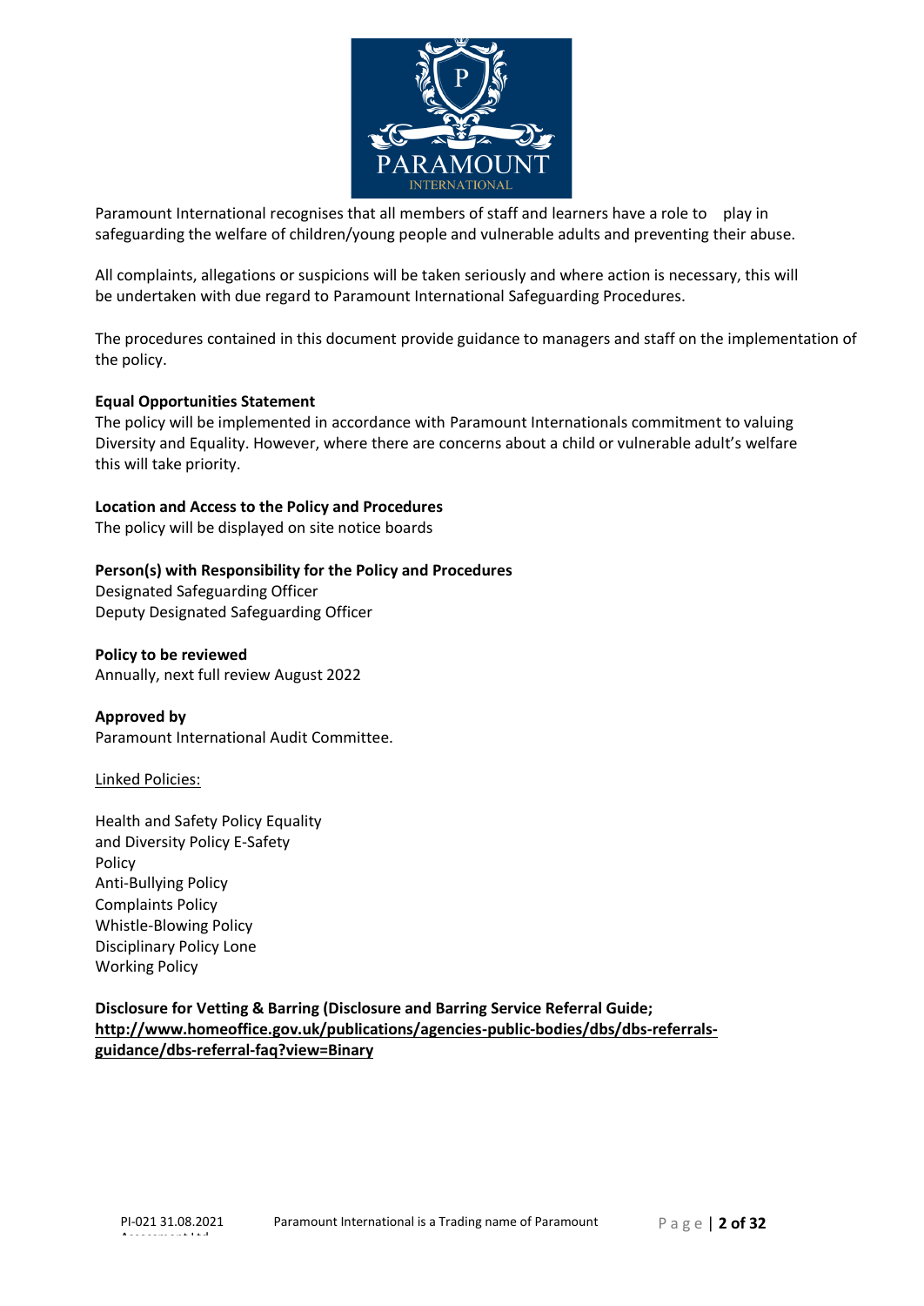Paramount International recognises that all members of staff and learners have a role to play in safeguarding the welfare of children/young people and vulnerable adults and preventing their abuse.

All complaints, allegations or suspicions will be taken seriously and where action is necessary, this will be undertaken with due regard to Paramount International Safeguarding Procedures.

The procedures contained in this document provide guidance to managers and staff on the implementation of the policy.

**Equal Opportunities Statement**

The policy will be implemented in accordance with Paramount Internationals commitment to valuing Diversity and Equality. However, where there are concerns about a child or vulnerable adult's welfare this will take priority.

**Location and Access to the Policy and Procedures**

The policy will be displayed on site notice boards

**Person(s) with Responsibility for the Policy and Procedures**

Designated Safeguarding Officer
Deputy Designated Safeguarding Officer

**Policy to be reviewed**

Annually, next full review August 2022

**Approved by**

Paramount International Audit Committee.

Linked Policies:

Health and Safety Policy Equality and Diversity Policy E-Safety Policy
Anti-Bullying Policy
Complaints Policy
Whistle-Blowing Policy
Disciplinary Policy Lone Working Policy

**Disclosure for Vetting & Barring (Disclosure and Barring Service Referral Guide; http://www.homeoffice.gov.uk/publications/agencies-public-bodies/dbs/dbs-referrals-guidance/dbs-referral-faq?view=Binary**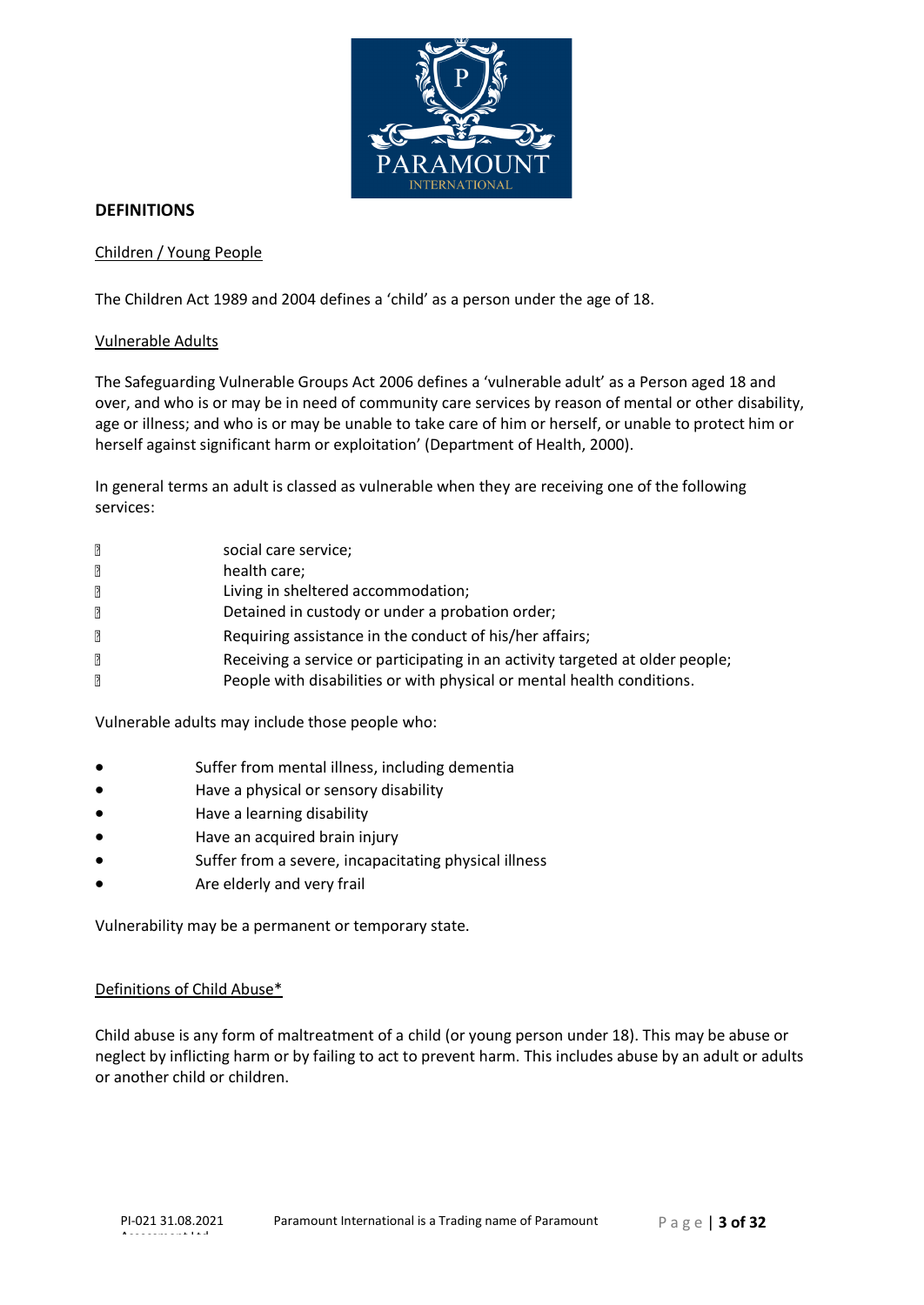## DEFINITIONS

Children / Young People

The Children Act 1989 and 2004 defines a 'child' as a person under the age of 18.

Vulnerable Adults

The Safeguarding Vulnerable Groups Act 2006 defines a 'vulnerable adult' as a Person aged 18 and over, and who is or may be in need of community care services by reason of mental or other disability, age or illness; and who is or may be unable to take care of him or herself, or unable to protect him or herself against significant harm or exploitation' (Department of Health, 2000).

In general terms an adult is classed as vulnerable when they are receiving one of the following services:

- social care service;
- health care;
- Living in sheltered accommodation;
- Detained in custody or under a probation order;
- Requiring assistance in the conduct of his/her affairs;
- Receiving a service or participating in an activity targeted at older people;
- People with disabilities or with physical or mental health conditions.

Vulnerable adults may include those people who:

- Suffer from mental illness, including dementia
- Have a physical or sensory disability
- Have a learning disability
- Have an acquired brain injury
- Suffer from a severe, incapacitating physical illness
- Are elderly and very frail

Vulnerability may be a permanent or temporary state.

Definitions of Child Abuse*

Child abuse is any form of maltreatment of a child (or young person under 18). This may be abuse or neglect by inflicting harm or by failing to act to prevent harm. This includes abuse by an adult or adults or another child or children.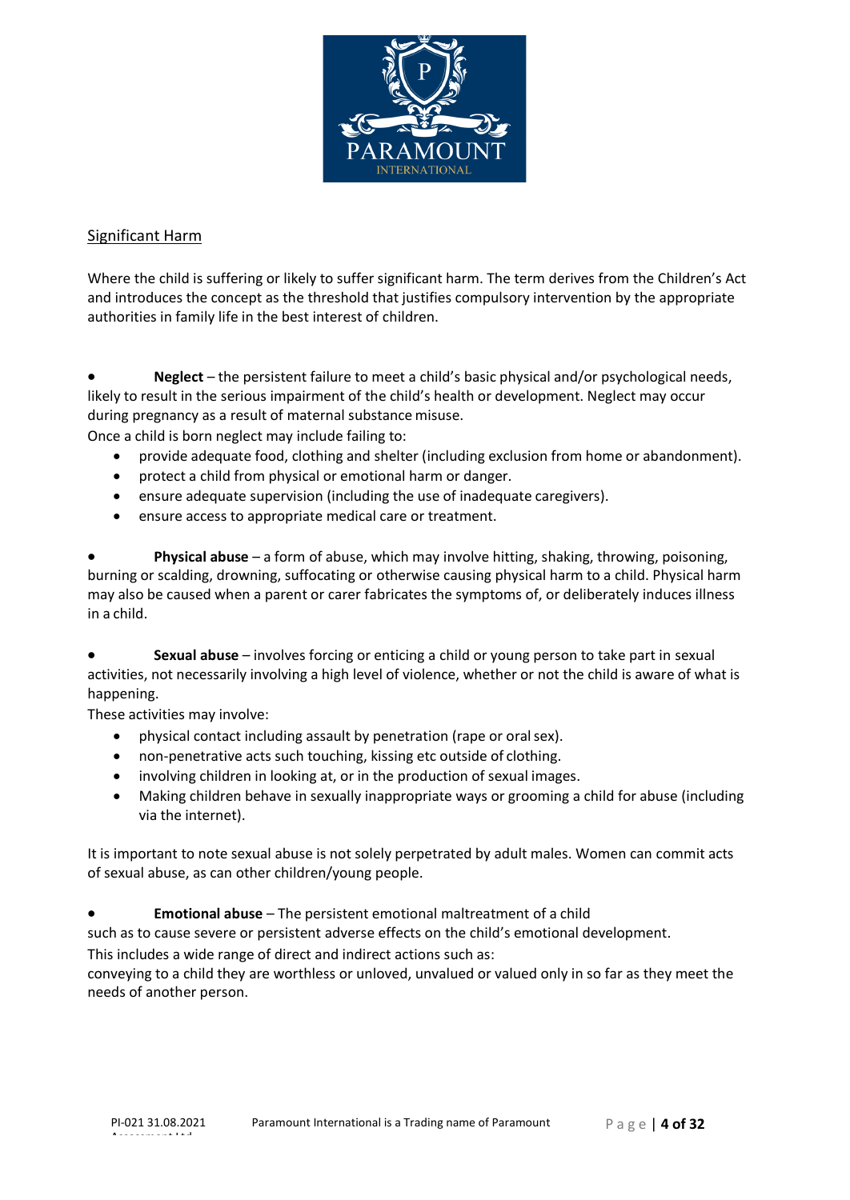## Significant Harm

Where the child is suffering or likely to suffer significant harm. The term derives from the Children's Act and introduces the concept as the threshold that justifies compulsory intervention by the appropriate authorities in family life in the best interest of children.

- **Neglect** – the persistent failure to meet a child's basic physical and/or psychological needs, likely to result in the serious impairment of the child's health or development. Neglect may occur during pregnancy as a result of maternal substance misuse.

Once a child is born neglect may include failing to:

- provide adequate food, clothing and shelter (including exclusion from home or abandonment).
- protect a child from physical or emotional harm or danger.
- ensure adequate supervision (including the use of inadequate caregivers).
- ensure access to appropriate medical care or treatment.

- **Physical abuse** – a form of abuse, which may involve hitting, shaking, throwing, poisoning, burning or scalding, drowning, suffocating or otherwise causing physical harm to a child. Physical harm may also be caused when a parent or carer fabricates the symptoms of, or deliberately induces illness in a child.

- **Sexual abuse** – involves forcing or enticing a child or young person to take part in sexual activities, not necessarily involving a high level of violence, whether or not the child is aware of what is happening.

These activities may involve:

- physical contact including assault by penetration (rape or oral sex).
- non-penetrative acts such touching, kissing etc outside of clothing.
- involving children in looking at, or in the production of sexual images.
- Making children behave in sexually inappropriate ways or grooming a child for abuse (including via the internet).

It is important to note sexual abuse is not solely perpetrated by adult males. Women can commit acts of sexual abuse, as can other children/young people.

- **Emotional abuse** – The persistent emotional maltreatment of a child such as to cause severe or persistent adverse effects on the child's emotional development.

This includes a wide range of direct and indirect actions such as:

conveying to a child they are worthless or unloved, unvalued or valued only in so far as they meet the needs of another person.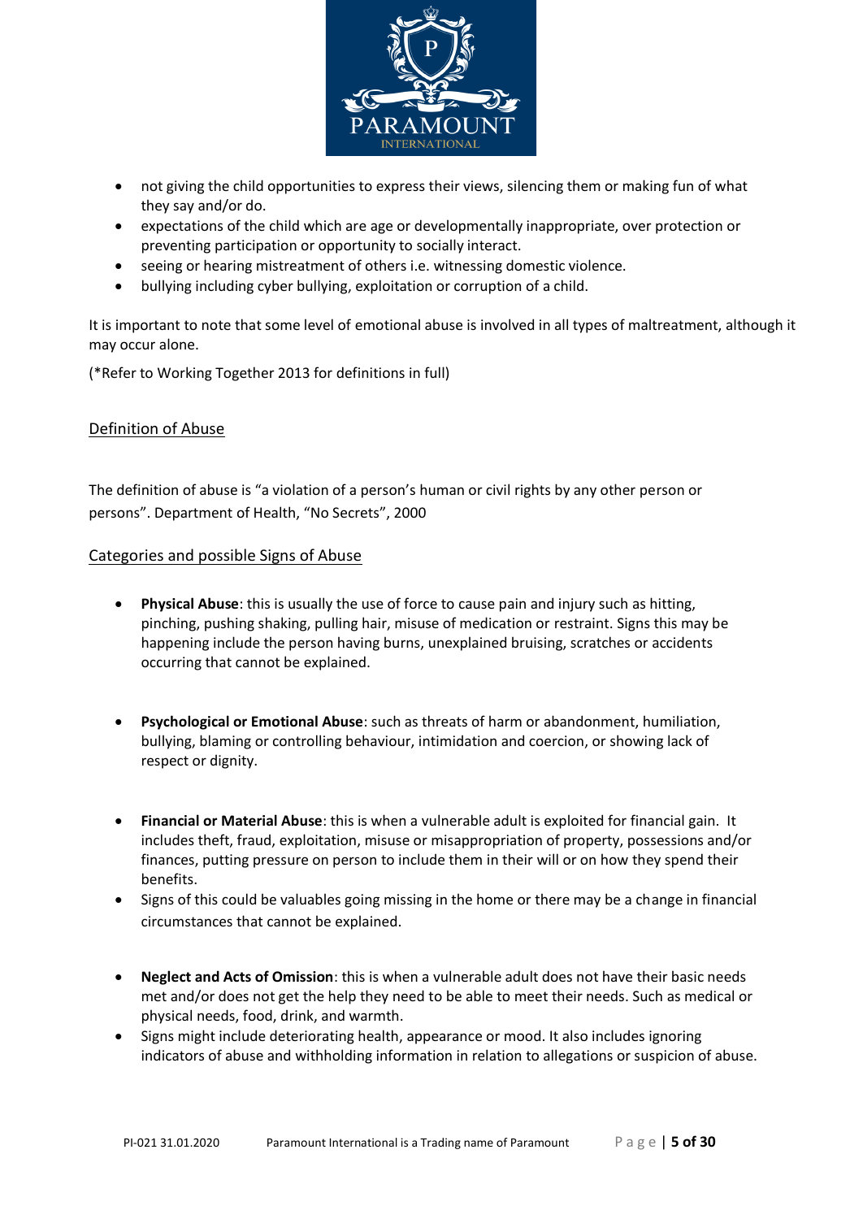- not giving the child opportunities to express their views, silencing them or making fun of what they say and/or do.
- expectations of the child which are age or developmentally inappropriate, over protection or preventing participation or opportunity to socially interact.
- seeing or hearing mistreatment of others i.e. witnessing domestic violence.
- bullying including cyber bullying, exploitation or corruption of a child.

It is important to note that some level of emotional abuse is involved in all types of maltreatment, although it may occur alone.

(*Refer to Working Together 2013 for definitions in full)

## Definition of Abuse

The definition of abuse is "a violation of a person's human or civil rights by any other person or persons". Department of Health, "No Secrets", 2000

## Categories and possible Signs of Abuse

- **Physical Abuse**: this is usually the use of force to cause pain and injury such as hitting, pinching, pushing shaking, pulling hair, misuse of medication or restraint. Signs this may be happening include the person having burns, unexplained bruising, scratches or accidents occurring that cannot be explained.

- **Psychological or Emotional Abuse**: such as threats of harm or abandonment, humiliation, bullying, blaming or controlling behaviour, intimidation and coercion, or showing lack of respect or dignity.

- **Financial or Material Abuse**: this is when a vulnerable adult is exploited for financial gain. It includes theft, fraud, exploitation, misuse or misappropriation of property, possessions and/or finances, putting pressure on person to include them in their will or on how they spend their benefits.
- Signs of this could be valuables going missing in the home or there may be a change in financial circumstances that cannot be explained.

- **Neglect and Acts of Omission**: this is when a vulnerable adult does not have their basic needs met and/or does not get the help they need to be able to meet their needs. Such as medical or physical needs, food, drink, and warmth.
- Signs might include deteriorating health, appearance or mood. It also includes ignoring indicators of abuse and withholding information in relation to allegations or suspicion of abuse.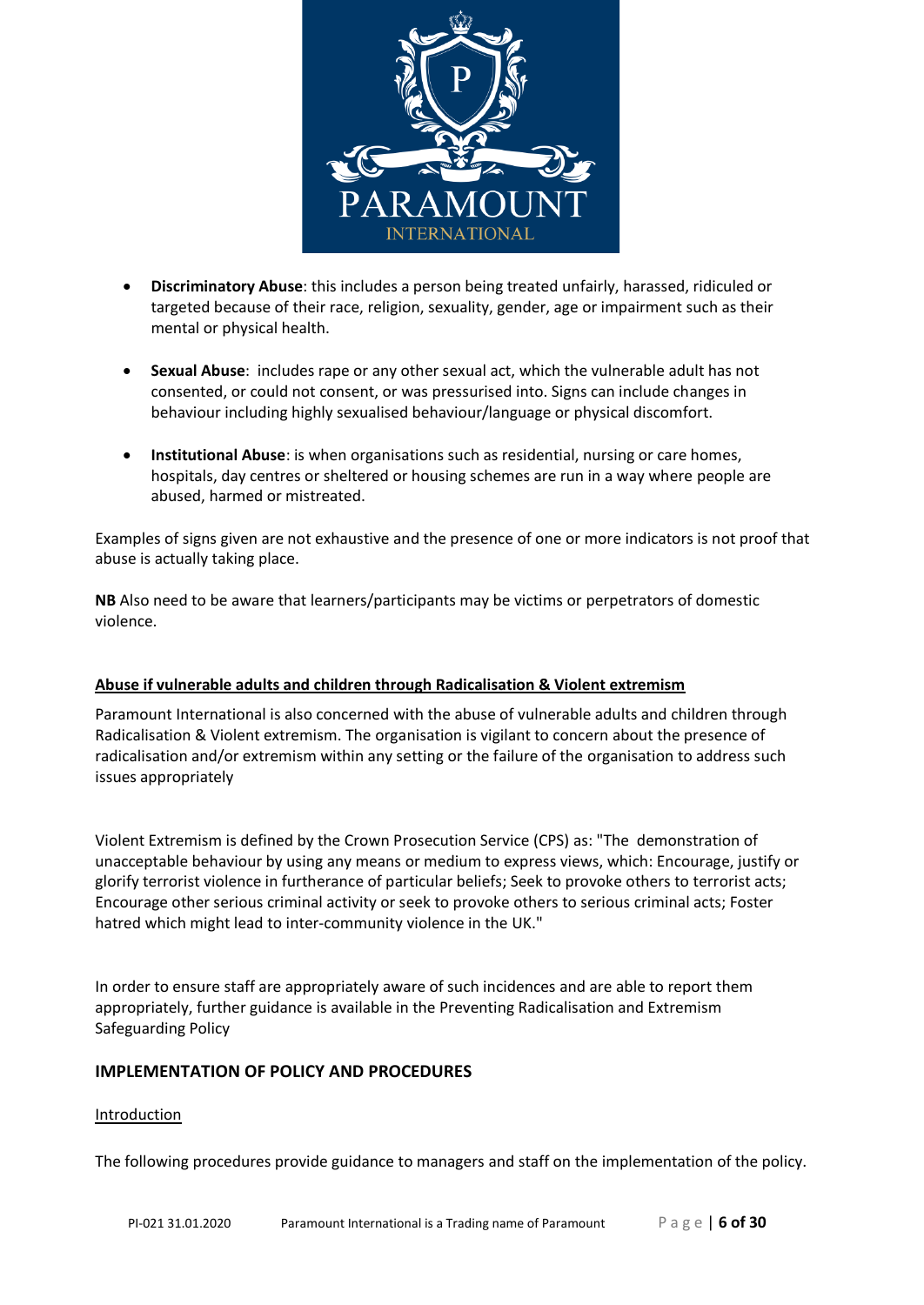- **Discriminatory Abuse**: this includes a person being treated unfairly, harassed, ridiculed or targeted because of their race, religion, sexuality, gender, age or impairment such as their mental or physical health.

- **Sexual Abuse**: includes rape or any other sexual act, which the vulnerable adult has not consented, or could not consent, or was pressurised into. Signs can include changes in behaviour including highly sexualised behaviour/language or physical discomfort.

- **Institutional Abuse**: is when organisations such as residential, nursing or care homes, hospitals, day centres or sheltered or housing schemes are run in a way where people are abused, harmed or mistreated.

Examples of signs given are not exhaustive and the presence of one or more indicators is not proof that abuse is actually taking place.

**NB** Also need to be aware that learners/participants may be victims or perpetrators of domestic violence.

<u>**Abuse if vulnerable adults and children through Radicalisation & Violent extremism**</u>

Paramount International is also concerned with the abuse of vulnerable adults and children through Radicalisation & Violent extremism. The organisation is vigilant to concern about the presence of radicalisation and/or extremism within any setting or the failure of the organisation to address such issues appropriately

Violent Extremism is defined by the Crown Prosecution Service (CPS) as: "The demonstration of unacceptable behaviour by using any means or medium to express views, which: Encourage, justify or glorify terrorist violence in furtherance of particular beliefs; Seek to provoke others to terrorist acts; Encourage other serious criminal activity or seek to provoke others to serious criminal acts; Foster hatred which might lead to inter-community violence in the UK."

In order to ensure staff are appropriately aware of such incidences and are able to report them appropriately, further guidance is available in the Preventing Radicalisation and Extremism Safeguarding Policy

## IMPLEMENTATION OF POLICY AND PROCEDURES

<u>Introduction</u>

The following procedures provide guidance to managers and staff on the implementation of the policy.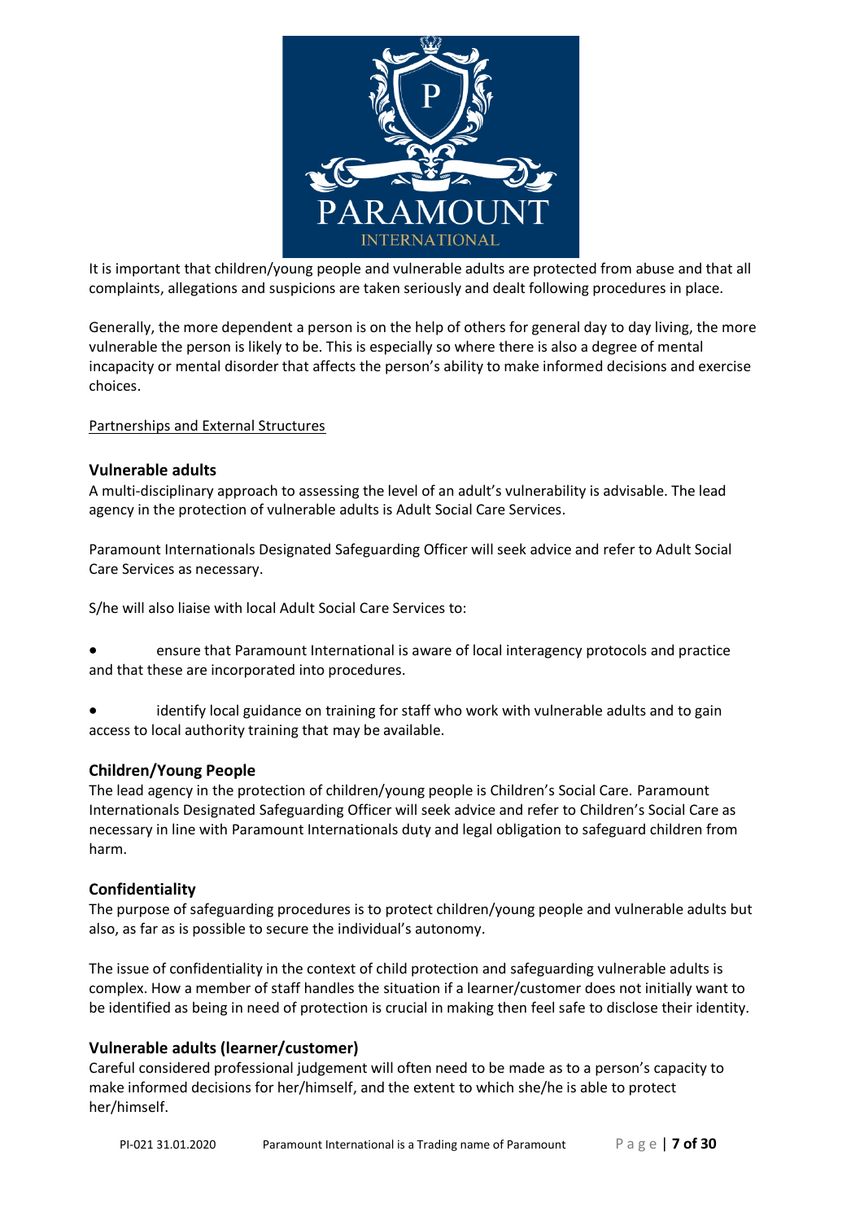It is important that children/young people and vulnerable adults are protected from abuse and that all complaints, allegations and suspicions are taken seriously and dealt following procedures in place.

Generally, the more dependent a person is on the help of others for general day to day living, the more vulnerable the person is likely to be. This is especially so where there is also a degree of mental incapacity or mental disorder that affects the person's ability to make informed decisions and exercise choices.

<u>Partnerships and External Structures</u>

### Vulnerable adults

A multi-disciplinary approach to assessing the level of an adult's vulnerability is advisable. The lead agency in the protection of vulnerable adults is Adult Social Care Services.

Paramount Internationals Designated Safeguarding Officer will seek advice and refer to Adult Social Care Services as necessary.

S/he will also liaise with local Adult Social Care Services to:

- ensure that Paramount International is aware of local interagency protocols and practice and that these are incorporated into procedures.
- identify local guidance on training for staff who work with vulnerable adults and to gain access to local authority training that may be available.

### Children/Young People

The lead agency in the protection of children/young people is Children's Social Care. Paramount Internationals Designated Safeguarding Officer will seek advice and refer to Children's Social Care as necessary in line with Paramount Internationals duty and legal obligation to safeguard children from harm.

### Confidentiality

The purpose of safeguarding procedures is to protect children/young people and vulnerable adults but also, as far as is possible to secure the individual's autonomy.

The issue of confidentiality in the context of child protection and safeguarding vulnerable adults is complex. How a member of staff handles the situation if a learner/customer does not initially want to be identified as being in need of protection is crucial in making then feel safe to disclose their identity.

### Vulnerable adults (learner/customer)

Careful considered professional judgement will often need to be made as to a person's capacity to make informed decisions for her/himself, and the extent to which she/he is able to protect her/himself.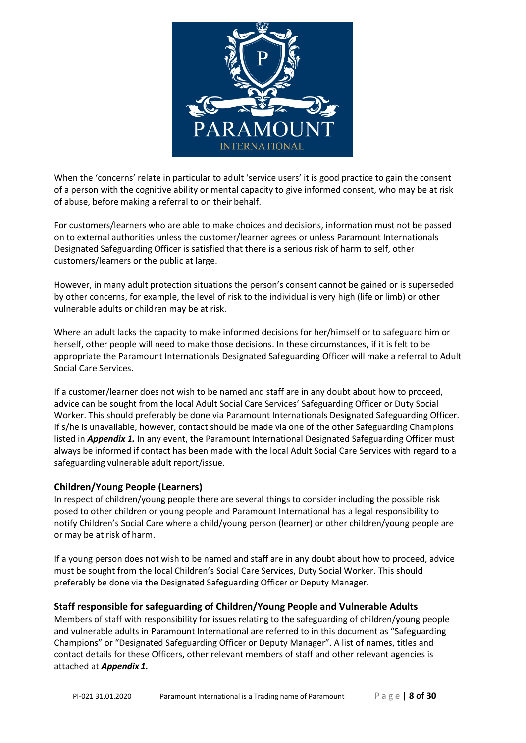When the 'concerns' relate in particular to adult 'service users' it is good practice to gain the consent of a person with the cognitive ability or mental capacity to give informed consent, who may be at risk of abuse, before making a referral to on their behalf.

For customers/learners who are able to make choices and decisions, information must not be passed on to external authorities unless the customer/learner agrees or unless Paramount Internationals Designated Safeguarding Officer is satisfied that there is a serious risk of harm to self, other customers/learners or the public at large.

However, in many adult protection situations the person's consent cannot be gained or is superseded by other concerns, for example, the level of risk to the individual is very high (life or limb) or other vulnerable adults or children may be at risk.

Where an adult lacks the capacity to make informed decisions for her/himself or to safeguard him or herself, other people will need to make those decisions. In these circumstances, if it is felt to be appropriate the Paramount Internationals Designated Safeguarding Officer will make a referral to Adult Social Care Services.

If a customer/learner does not wish to be named and staff are in any doubt about how to proceed, advice can be sought from the local Adult Social Care Services' Safeguarding Officer or Duty Social Worker. This should preferably be done via Paramount Internationals Designated Safeguarding Officer. If s/he is unavailable, however, contact should be made via one of the other Safeguarding Champions listed in ***Appendix 1.*** In any event, the Paramount International Designated Safeguarding Officer must always be informed if contact has been made with the local Adult Social Care Services with regard to a safeguarding vulnerable adult report/issue.

### Children/Young People (Learners)

In respect of children/young people there are several things to consider including the possible risk posed to other children or young people and Paramount International has a legal responsibility to notify Children's Social Care where a child/young person (learner) or other children/young people are or may be at risk of harm.

If a young person does not wish to be named and staff are in any doubt about how to proceed, advice must be sought from the local Children's Social Care Services, Duty Social Worker. This should preferably be done via the Designated Safeguarding Officer or Deputy Manager.

### Staff responsible for safeguarding of Children/Young People and Vulnerable Adults

Members of staff with responsibility for issues relating to the safeguarding of children/young people and vulnerable adults in Paramount International are referred to in this document as "Safeguarding Champions" or "Designated Safeguarding Officer or Deputy Manager". A list of names, titles and contact details for these Officers, other relevant members of staff and other relevant agencies is attached at ***Appendix 1.***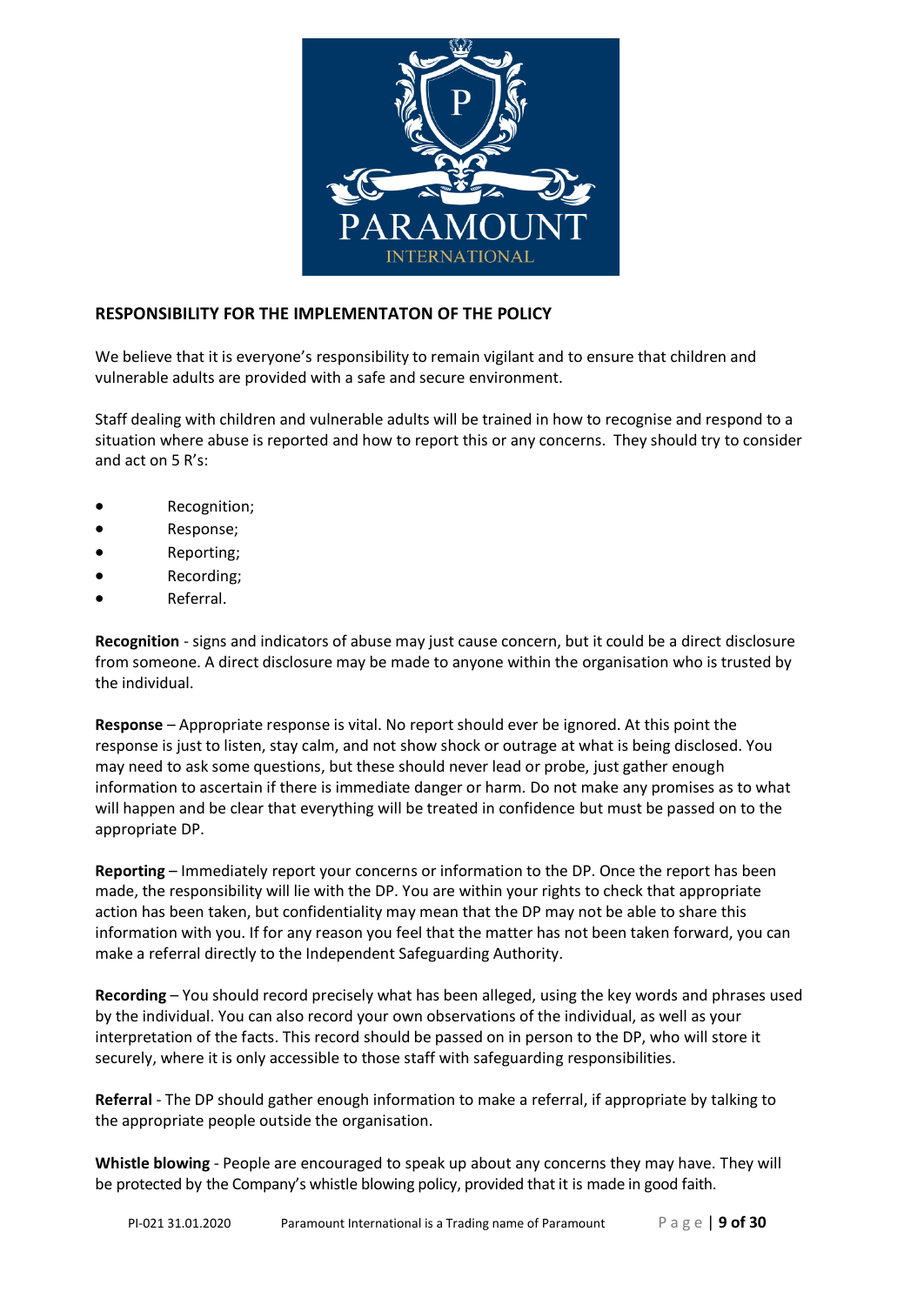## RESPONSIBILITY FOR THE IMPLEMENTATON OF THE POLICY

We believe that it is everyone's responsibility to remain vigilant and to ensure that children and vulnerable adults are provided with a safe and secure environment.

Staff dealing with children and vulnerable adults will be trained in how to recognise and respond to a situation where abuse is reported and how to report this or any concerns. They should try to consider and act on 5 R's:

- Recognition;
- Response;
- Reporting;
- Recording;
- Referral.

**Recognition** - signs and indicators of abuse may just cause concern, but it could be a direct disclosure from someone. A direct disclosure may be made to anyone within the organisation who is trusted by the individual.

**Response** – Appropriate response is vital. No report should ever be ignored. At this point the response is just to listen, stay calm, and not show shock or outrage at what is being disclosed. You may need to ask some questions, but these should never lead or probe, just gather enough information to ascertain if there is immediate danger or harm. Do not make any promises as to what will happen and be clear that everything will be treated in confidence but must be passed on to the appropriate DP.

**Reporting** – Immediately report your concerns or information to the DP. Once the report has been made, the responsibility will lie with the DP. You are within your rights to check that appropriate action has been taken, but confidentiality may mean that the DP may not be able to share this information with you. If for any reason you feel that the matter has not been taken forward, you can make a referral directly to the Independent Safeguarding Authority.

**Recording** – You should record precisely what has been alleged, using the key words and phrases used by the individual. You can also record your own observations of the individual, as well as your interpretation of the facts. This record should be passed on in person to the DP, who will store it securely, where it is only accessible to those staff with safeguarding responsibilities.

**Referral** - The DP should gather enough information to make a referral, if appropriate by talking to the appropriate people outside the organisation.

**Whistle blowing** - People are encouraged to speak up about any concerns they may have. They will be protected by the Company's whistle blowing policy, provided that it is made in good faith.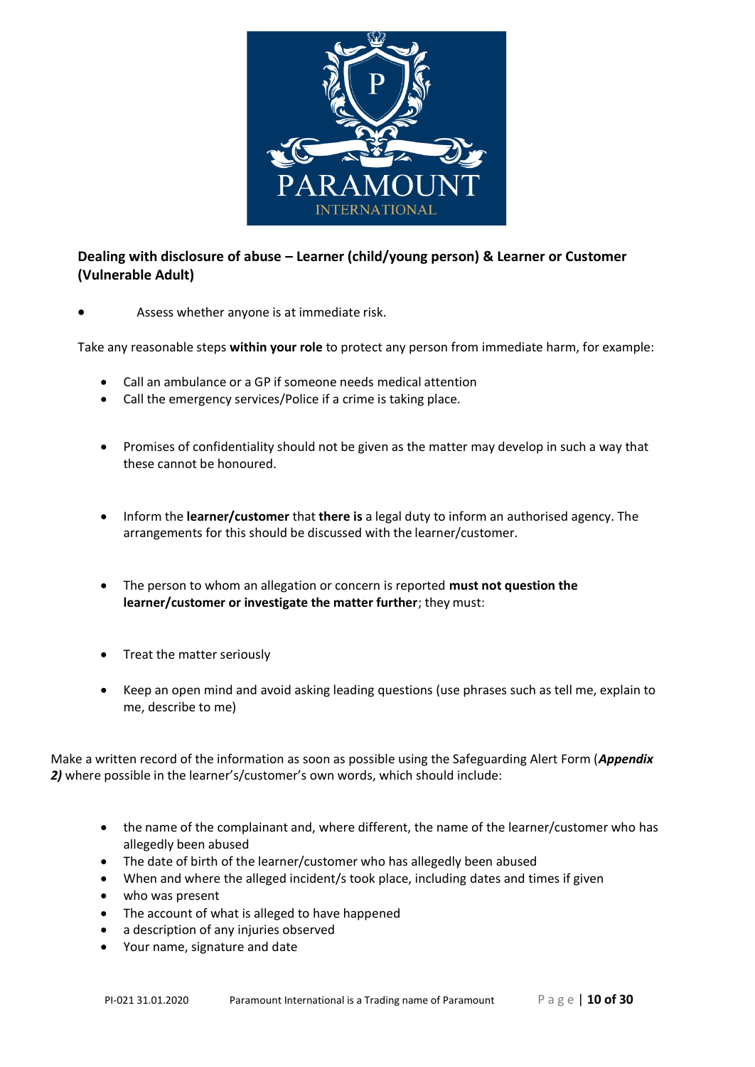**Dealing with disclosure of abuse – Learner (child/young person) & Learner or Customer (Vulnerable Adult)**

- Assess whether anyone is at immediate risk.

Take any reasonable steps **within your role** to protect any person from immediate harm, for example:

- Call an ambulance or a GP if someone needs medical attention
- Call the emergency services/Police if a crime is taking place.

- Promises of confidentiality should not be given as the matter may develop in such a way that these cannot be honoured.

- Inform the **learner/customer** that **there is** a legal duty to inform an authorised agency. The arrangements for this should be discussed with the learner/customer.

- The person to whom an allegation or concern is reported **must not question the learner/customer or investigate the matter further**; they must:

- Treat the matter seriously

- Keep an open mind and avoid asking leading questions (use phrases such as tell me, explain to me, describe to me)

Make a written record of the information as soon as possible using the Safeguarding Alert Form (***Appendix 2)*** where possible in the learner's/customer's own words, which should include:

- the name of the complainant and, where different, the name of the learner/customer who has allegedly been abused
- The date of birth of the learner/customer who has allegedly been abused
- When and where the alleged incident/s took place, including dates and times if given
- who was present
- The account of what is alleged to have happened
- a description of any injuries observed
- Your name, signature and date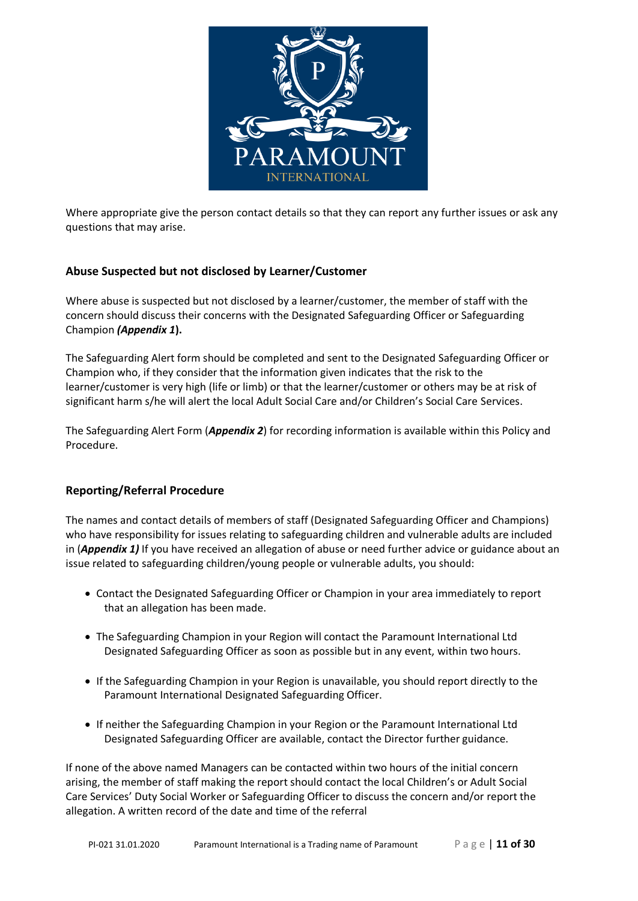Where appropriate give the person contact details so that they can report any further issues or ask any questions that may arise.

### Abuse Suspected but not disclosed by Learner/Customer

Where abuse is suspected but not disclosed by a learner/customer, the member of staff with the concern should discuss their concerns with the Designated Safeguarding Officer or Safeguarding Champion ***(Appendix 1*).**

The Safeguarding Alert form should be completed and sent to the Designated Safeguarding Officer or Champion who, if they consider that the information given indicates that the risk to the learner/customer is very high (life or limb) or that the learner/customer or others may be at risk of significant harm s/he will alert the local Adult Social Care and/or Children's Social Care Services.

The Safeguarding Alert Form (***Appendix 2***) for recording information is available within this Policy and Procedure.

### Reporting/Referral Procedure

The names and contact details of members of staff (Designated Safeguarding Officer and Champions) who have responsibility for issues relating to safeguarding children and vulnerable adults are included in (***Appendix 1)*** If you have received an allegation of abuse or need further advice or guidance about an issue related to safeguarding children/young people or vulnerable adults, you should:

- Contact the Designated Safeguarding Officer or Champion in your area immediately to report that an allegation has been made.
- The Safeguarding Champion in your Region will contact the Paramount International Ltd Designated Safeguarding Officer as soon as possible but in any event, within two hours.
- If the Safeguarding Champion in your Region is unavailable, you should report directly to the Paramount International Designated Safeguarding Officer.
- If neither the Safeguarding Champion in your Region or the Paramount International Ltd Designated Safeguarding Officer are available, contact the Director further guidance.

If none of the above named Managers can be contacted within two hours of the initial concern arising, the member of staff making the report should contact the local Children's or Adult Social Care Services' Duty Social Worker or Safeguarding Officer to discuss the concern and/or report the allegation. A written record of the date and time of the referral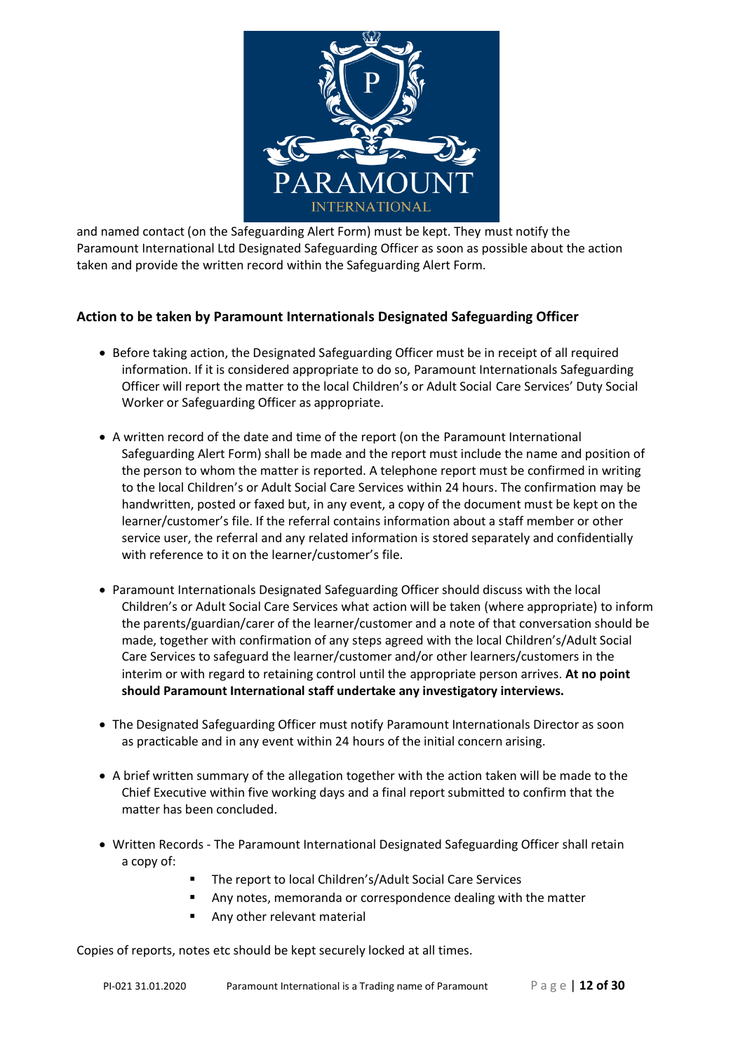and named contact (on the Safeguarding Alert Form) must be kept. They must notify the Paramount International Ltd Designated Safeguarding Officer as soon as possible about the action taken and provide the written record within the Safeguarding Alert Form.

### Action to be taken by Paramount Internationals Designated Safeguarding Officer

- Before taking action, the Designated Safeguarding Officer must be in receipt of all required information. If it is considered appropriate to do so, Paramount Internationals Safeguarding Officer will report the matter to the local Children's or Adult Social Care Services' Duty Social Worker or Safeguarding Officer as appropriate.

- A written record of the date and time of the report (on the Paramount International Safeguarding Alert Form) shall be made and the report must include the name and position of the person to whom the matter is reported. A telephone report must be confirmed in writing to the local Children's or Adult Social Care Services within 24 hours. The confirmation may be handwritten, posted or faxed but, in any event, a copy of the document must be kept on the learner/customer's file. If the referral contains information about a staff member or other service user, the referral and any related information is stored separately and confidentially with reference to it on the learner/customer's file.

- Paramount Internationals Designated Safeguarding Officer should discuss with the local Children's or Adult Social Care Services what action will be taken (where appropriate) to inform the parents/guardian/carer of the learner/customer and a note of that conversation should be made, together with confirmation of any steps agreed with the local Children's/Adult Social Care Services to safeguard the learner/customer and/or other learners/customers in the interim or with regard to retaining control until the appropriate person arrives. **At no point should Paramount International staff undertake any investigatory interviews.**

- The Designated Safeguarding Officer must notify Paramount Internationals Director as soon as practicable and in any event within 24 hours of the initial concern arising.

- A brief written summary of the allegation together with the action taken will be made to the Chief Executive within five working days and a final report submitted to confirm that the matter has been concluded.

- Written Records - The Paramount International Designated Safeguarding Officer shall retain a copy of:
    - The report to local Children's/Adult Social Care Services
    - Any notes, memoranda or correspondence dealing with the matter
    - Any other relevant material

Copies of reports, notes etc should be kept securely locked at all times.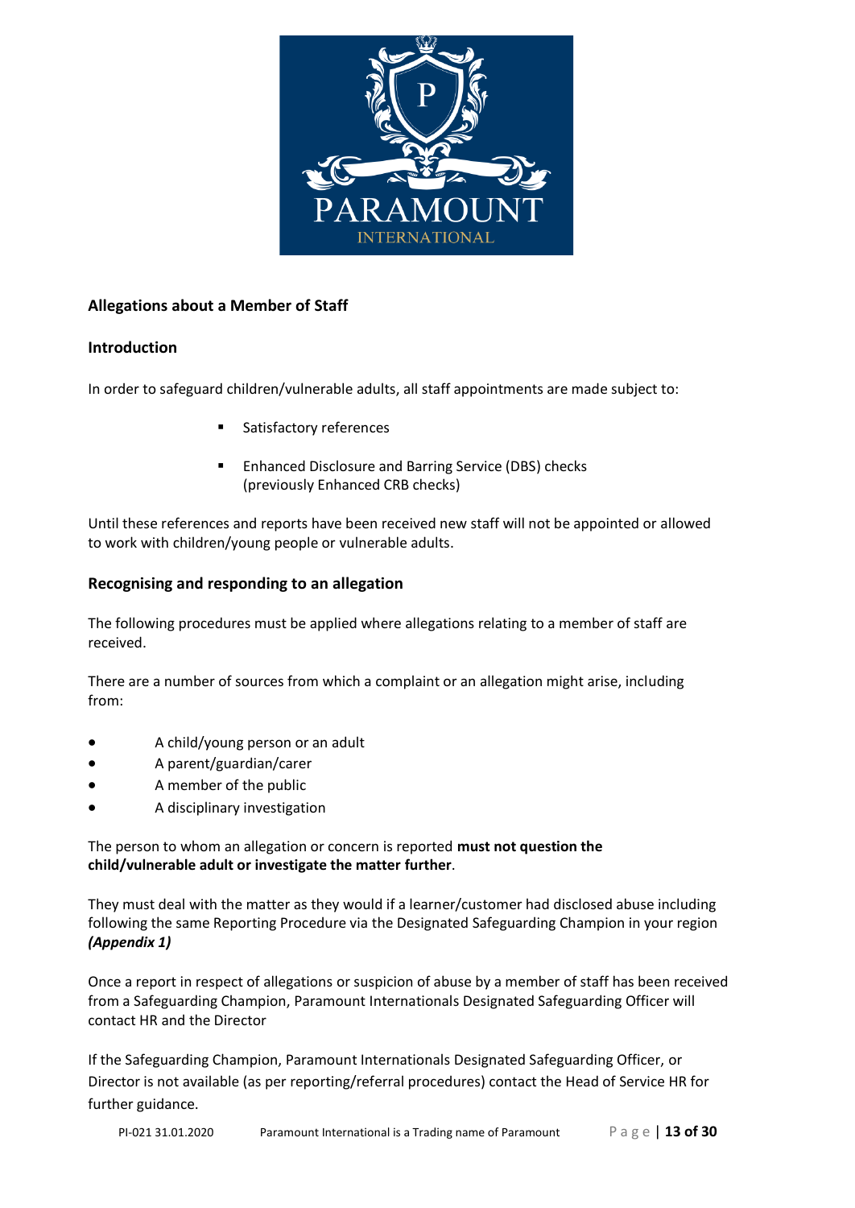## Allegations about a Member of Staff

### Introduction

In order to safeguard children/vulnerable adults, all staff appointments are made subject to:

- Satisfactory references
- Enhanced Disclosure and Barring Service (DBS) checks (previously Enhanced CRB checks)

Until these references and reports have been received new staff will not be appointed or allowed to work with children/young people or vulnerable adults.

### Recognising and responding to an allegation

The following procedures must be applied where allegations relating to a member of staff are received.

There are a number of sources from which a complaint or an allegation might arise, including from:

- A child/young person or an adult
- A parent/guardian/carer
- A member of the public
- A disciplinary investigation

The person to whom an allegation or concern is reported **must not question the child/vulnerable adult or investigate the matter further**.

They must deal with the matter as they would if a learner/customer had disclosed abuse including following the same Reporting Procedure via the Designated Safeguarding Champion in your region ***(Appendix 1)***

Once a report in respect of allegations or suspicion of abuse by a member of staff has been received from a Safeguarding Champion, Paramount Internationals Designated Safeguarding Officer will contact HR and the Director

If the Safeguarding Champion, Paramount Internationals Designated Safeguarding Officer, or Director is not available (as per reporting/referral procedures) contact the Head of Service HR for further guidance.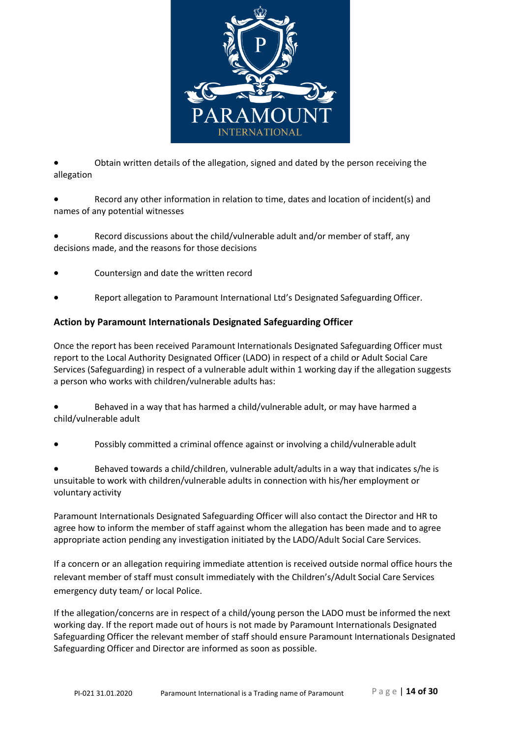- Obtain written details of the allegation, signed and dated by the person receiving the allegation
- Record any other information in relation to time, dates and location of incident(s) and names of any potential witnesses
- Record discussions about the child/vulnerable adult and/or member of staff, any decisions made, and the reasons for those decisions
- Countersign and date the written record
- Report allegation to Paramount International Ltd's Designated Safeguarding Officer.

### Action by Paramount Internationals Designated Safeguarding Officer

Once the report has been received Paramount Internationals Designated Safeguarding Officer must report to the Local Authority Designated Officer (LADO) in respect of a child or Adult Social Care Services (Safeguarding) in respect of a vulnerable adult within 1 working day if the allegation suggests a person who works with children/vulnerable adults has:

- Behaved in a way that has harmed a child/vulnerable adult, or may have harmed a child/vulnerable adult
- Possibly committed a criminal offence against or involving a child/vulnerable adult
- Behaved towards a child/children, vulnerable adult/adults in a way that indicates s/he is unsuitable to work with children/vulnerable adults in connection with his/her employment or voluntary activity

Paramount Internationals Designated Safeguarding Officer will also contact the Director and HR to agree how to inform the member of staff against whom the allegation has been made and to agree appropriate action pending any investigation initiated by the LADO/Adult Social Care Services.

If a concern or an allegation requiring immediate attention is received outside normal office hours the relevant member of staff must consult immediately with the Children's/Adult Social Care Services emergency duty team/ or local Police.

If the allegation/concerns are in respect of a child/young person the LADO must be informed the next working day. If the report made out of hours is not made by Paramount Internationals Designated Safeguarding Officer the relevant member of staff should ensure Paramount Internationals Designated Safeguarding Officer and Director are informed as soon as possible.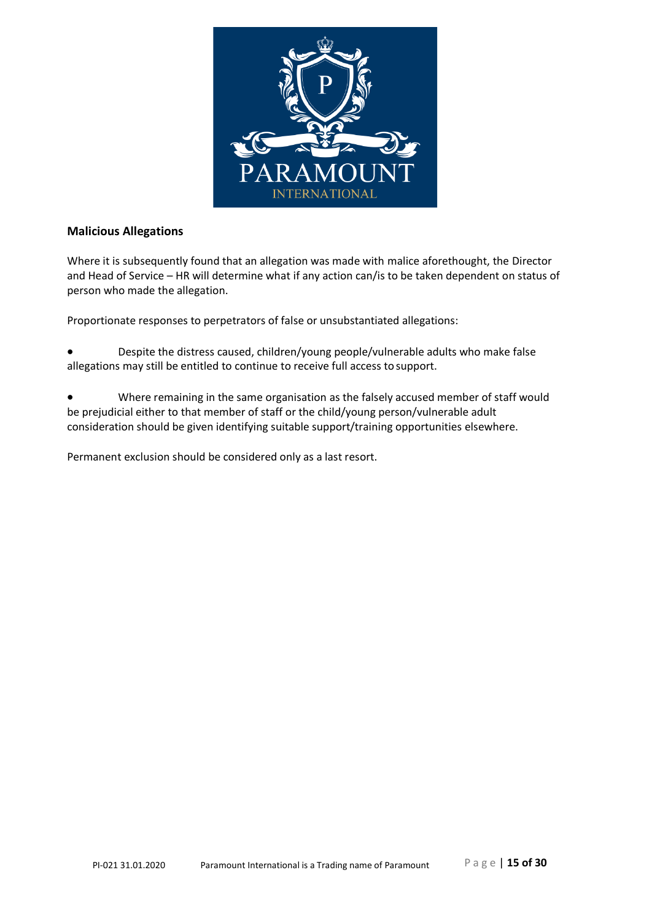## Malicious Allegations

Where it is subsequently found that an allegation was made with malice aforethought, the Director and Head of Service – HR will determine what if any action can/is to be taken dependent on status of person who made the allegation.

Proportionate responses to perpetrators of false or unsubstantiated allegations:

- Despite the distress caused, children/young people/vulnerable adults who make false allegations may still be entitled to continue to receive full access to support.

- Where remaining in the same organisation as the falsely accused member of staff would be prejudicial either to that member of staff or the child/young person/vulnerable adult consideration should be given identifying suitable support/training opportunities elsewhere.

Permanent exclusion should be considered only as a last resort.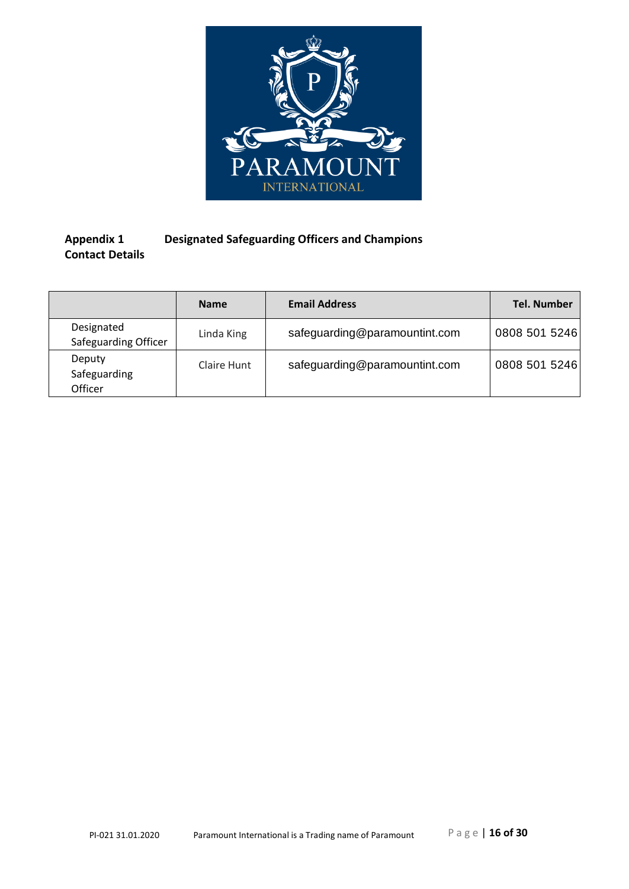## Appendix 1 Designated Safeguarding Officers and Champions Contact Details

| | Name | Email Address | Tel. Number |
|---|---|---|---|
| Designated Safeguarding Officer | Linda King | safeguarding@paramountint.com | 0808 501 5246 |
| Deputy Safeguarding Officer | Claire Hunt | safeguarding@paramountint.com | 0808 501 5246 |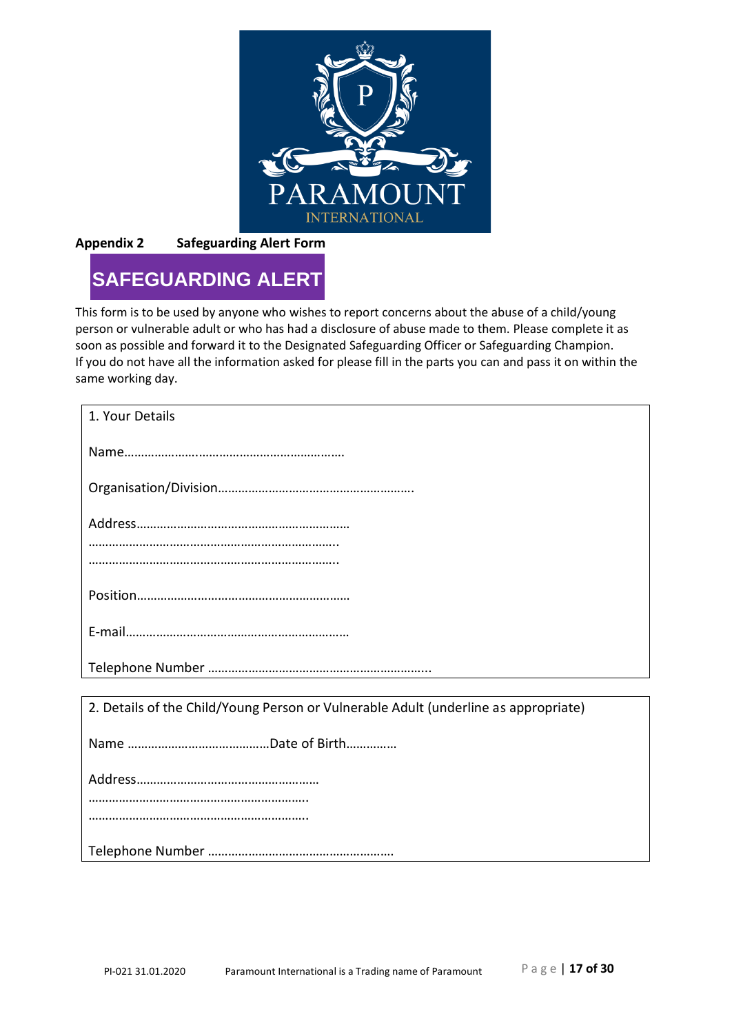**Appendix 2 Safeguarding Alert Form**

# SAFEGUARDING ALERT

This form is to be used by anyone who wishes to report concerns about the abuse of a child/young person or vulnerable adult or who has had a disclosure of abuse made to them. Please complete it as soon as possible and forward it to the Designated Safeguarding Officer or Safeguarding Champion. If you do not have all the information asked for please fill in the parts you can and pass it on within the same working day.

1. Your Details

Name…………………………………………………………

Organisation/Division………………………………………………….

Address………………………………………………………
…………………………………………………………….
…………………………………………………………….

Position………………………………………………………

E-mail…………………………………………………………

Telephone Number ………………………………………………………..

2. Details of the Child/Young Person or Vulnerable Adult (underline as appropriate)

Name ……………………………………Date of Birth……………

Address………………………………………………
………………………………………………………..
………………………………………………………..

Telephone Number ………………………………………………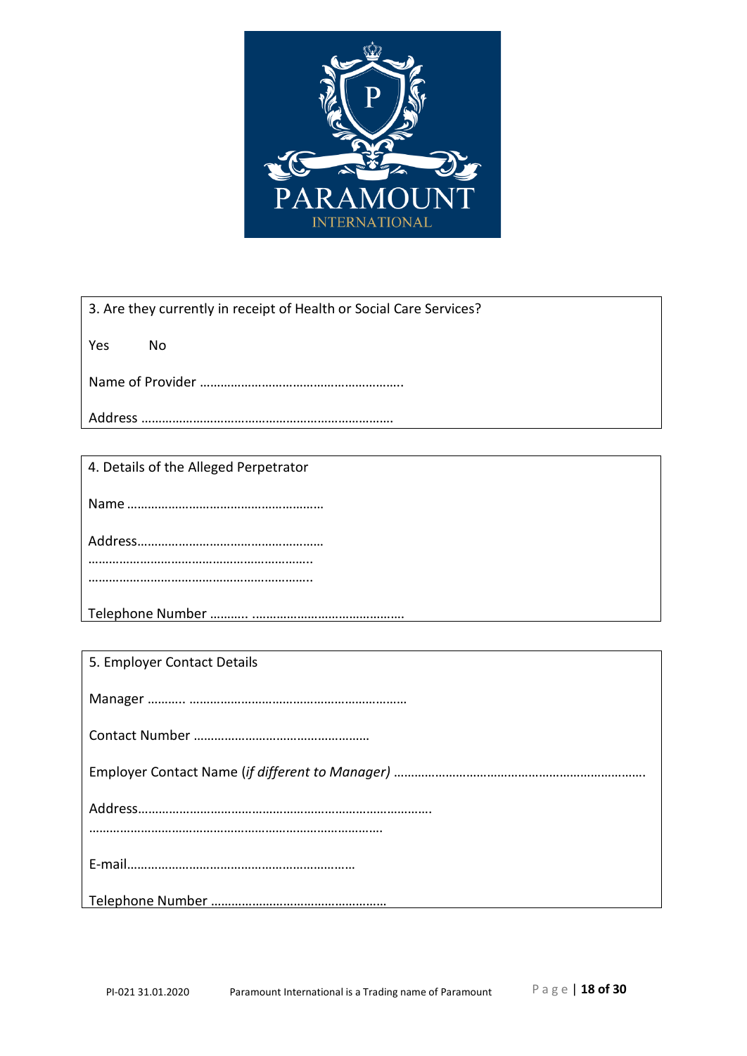3. Are they currently in receipt of Health or Social Care Services?

Yes No

Name of Provider ………………………………………………….

Address ……………………………………………………………….

4. Details of the Alleged Perpetrator

Name ………………………………………………

Address……………………………………………
………………………………………………………..
………………………………………………………..

Telephone Number ……….. …………………………………….

5. Employer Contact Details

Manager ……….. ……………………………………………………

Contact Number ……………………………………………

Employer Contact Name (*if different to Manager*) ……………………………………………………………….

Address………………………………………………………………………….
…………………………………………………………………………

E-mail…………………………………………………………

Telephone Number ……………………………………………

PI-021 31.01.2020 Paramount International is a Trading name of Paramount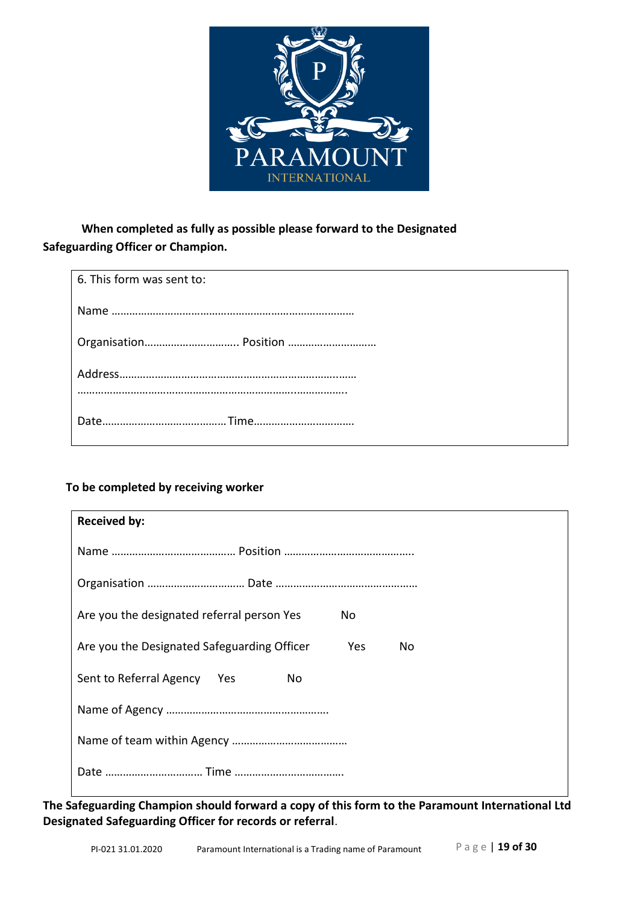**When completed as fully as possible please forward to the Designated Safeguarding Officer or Champion.**

| 6. This form was sent to: |
|---|
| Name ………………………………………………………………………… |
| Organisation………………………….. Position ……………………….. |
| Address……………………………………………………………………… ……………………………………………………………………………. |
| Date……………………………………Time…………………………… |

**To be completed by receiving worker**

| **Received by:** |
|---|
| Name …………………………………… Position …………………………………….. |
| Organisation …………………………… Date ……………………………………….. |
| Are you the designated referral person Yes No |
| Are you the Designated Safeguarding Officer Yes No |
| Sent to Referral Agency Yes No |
| Name of Agency ……………………………………………. |
| Name of team within Agency ……………………………… |
| Date …………………………… Time ……………………………… |

**The Safeguarding Champion should forward a copy of this form to the Paramount International Ltd Designated Safeguarding Officer for records or referral**.

PI-021 31.01.2020 Paramount International is a Trading name of Paramount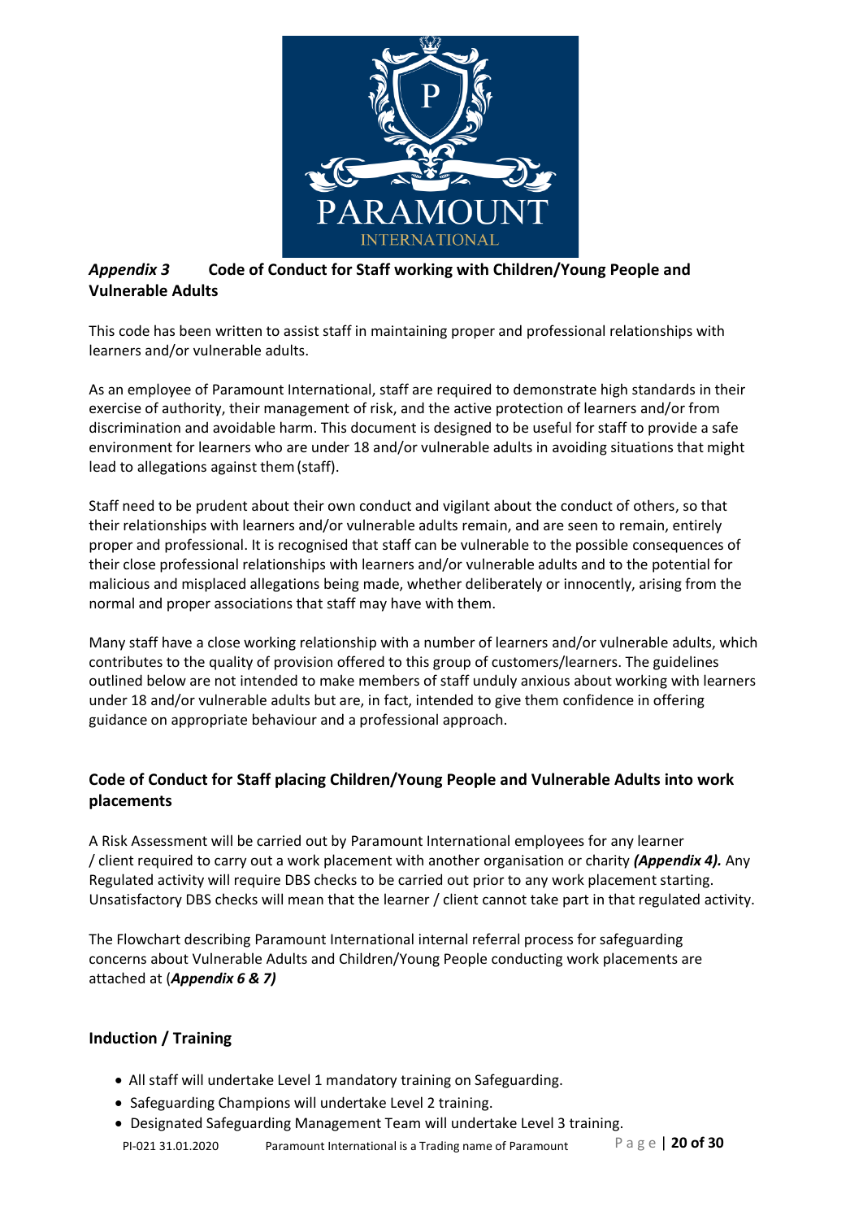### *Appendix 3* Code of Conduct for Staff working with Children/Young People and Vulnerable Adults

This code has been written to assist staff in maintaining proper and professional relationships with learners and/or vulnerable adults.

As an employee of Paramount International, staff are required to demonstrate high standards in their exercise of authority, their management of risk, and the active protection of learners and/or from discrimination and avoidable harm. This document is designed to be useful for staff to provide a safe environment for learners who are under 18 and/or vulnerable adults in avoiding situations that might lead to allegations against them (staff).

Staff need to be prudent about their own conduct and vigilant about the conduct of others, so that their relationships with learners and/or vulnerable adults remain, and are seen to remain, entirely proper and professional. It is recognised that staff can be vulnerable to the possible consequences of their close professional relationships with learners and/or vulnerable adults and to the potential for malicious and misplaced allegations being made, whether deliberately or innocently, arising from the normal and proper associations that staff may have with them.

Many staff have a close working relationship with a number of learners and/or vulnerable adults, which contributes to the quality of provision offered to this group of customers/learners. The guidelines outlined below are not intended to make members of staff unduly anxious about working with learners under 18 and/or vulnerable adults but are, in fact, intended to give them confidence in offering guidance on appropriate behaviour and a professional approach.

### Code of Conduct for Staff placing Children/Young People and Vulnerable Adults into work placements

A Risk Assessment will be carried out by Paramount International employees for any learner / client required to carry out a work placement with another organisation or charity ***(Appendix 4).*** Any Regulated activity will require DBS checks to be carried out prior to any work placement starting. Unsatisfactory DBS checks will mean that the learner / client cannot take part in that regulated activity.

The Flowchart describing Paramount International internal referral process for safeguarding concerns about Vulnerable Adults and Children/Young People conducting work placements are attached at (***Appendix 6 & 7)***

### Induction / Training

- All staff will undertake Level 1 mandatory training on Safeguarding.
- Safeguarding Champions will undertake Level 2 training.
- Designated Safeguarding Management Team will undertake Level 3 training.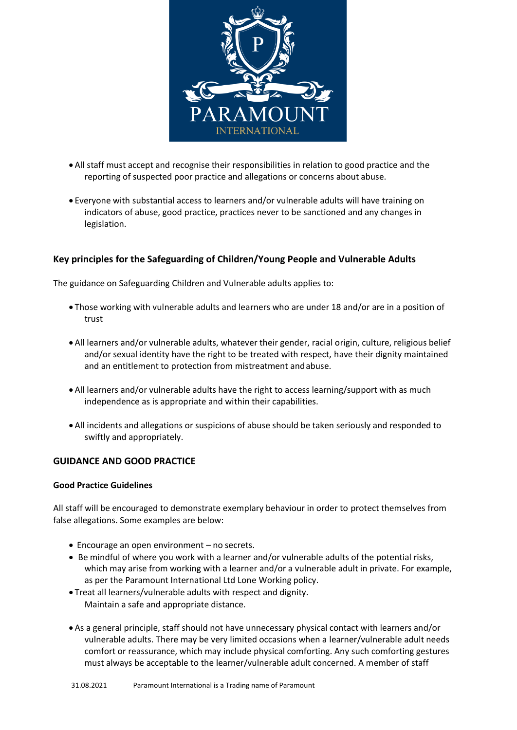- All staff must accept and recognise their responsibilities in relation to good practice and the reporting of suspected poor practice and allegations or concerns about abuse.

- Everyone with substantial access to learners and/or vulnerable adults will have training on indicators of abuse, good practice, practices never to be sanctioned and any changes in legislation.

### Key principles for the Safeguarding of Children/Young People and Vulnerable Adults

The guidance on Safeguarding Children and Vulnerable adults applies to:

- Those working with vulnerable adults and learners who are under 18 and/or are in a position of trust

- All learners and/or vulnerable adults, whatever their gender, racial origin, culture, religious belief and/or sexual identity have the right to be treated with respect, have their dignity maintained and an entitlement to protection from mistreatment and abuse.

- All learners and/or vulnerable adults have the right to access learning/support with as much independence as is appropriate and within their capabilities.

- All incidents and allegations or suspicions of abuse should be taken seriously and responded to swiftly and appropriately.

### GUIDANCE AND GOOD PRACTICE

**Good Practice Guidelines**

All staff will be encouraged to demonstrate exemplary behaviour in order to protect themselves from false allegations. Some examples are below:

- Encourage an open environment – no secrets.
- Be mindful of where you work with a learner and/or vulnerable adults of the potential risks, which may arise from working with a learner and/or a vulnerable adult in private. For example, as per the Paramount International Ltd Lone Working policy.
- Treat all learners/vulnerable adults with respect and dignity.
  Maintain a safe and appropriate distance.

- As a general principle, staff should not have unnecessary physical contact with learners and/or vulnerable adults. There may be very limited occasions when a learner/vulnerable adult needs comfort or reassurance, which may include physical comforting. Any such comforting gestures must always be acceptable to the learner/vulnerable adult concerned. A member of staff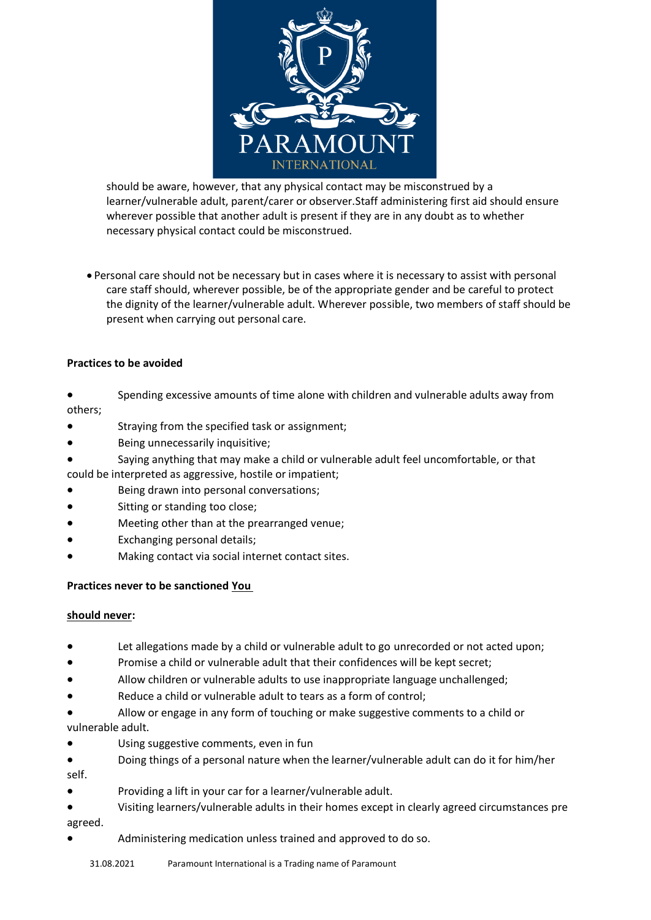should be aware, however, that any physical contact may be misconstrued by a learner/vulnerable adult, parent/carer or observer.Staff administering first aid should ensure wherever possible that another adult is present if they are in any doubt as to whether necessary physical contact could be misconstrued.

- Personal care should not be necessary but in cases where it is necessary to assist with personal care staff should, wherever possible, be of the appropriate gender and be careful to protect the dignity of the learner/vulnerable adult. Wherever possible, two members of staff should be present when carrying out personal care.

**Practices to be avoided**

- Spending excessive amounts of time alone with children and vulnerable adults away from others;
- Straying from the specified task or assignment;
- Being unnecessarily inquisitive;
- Saying anything that may make a child or vulnerable adult feel uncomfortable, or that could be interpreted as aggressive, hostile or impatient;
- Being drawn into personal conversations;
- Sitting or standing too close;
- Meeting other than at the prearranged venue;
- Exchanging personal details;
- Making contact via social internet contact sites.

**Practices never to be sanctioned** <u>**You should never**</u>**:**

- Let allegations made by a child or vulnerable adult to go unrecorded or not acted upon;
- Promise a child or vulnerable adult that their confidences will be kept secret;
- Allow children or vulnerable adults to use inappropriate language unchallenged;
- Reduce a child or vulnerable adult to tears as a form of control;
- Allow or engage in any form of touching or make suggestive comments to a child or vulnerable adult.
- Using suggestive comments, even in fun
- Doing things of a personal nature when the learner/vulnerable adult can do it for him/her self.
- Providing a lift in your car for a learner/vulnerable adult.
- Visiting learners/vulnerable adults in their homes except in clearly agreed circumstances pre agreed.
- Administering medication unless trained and approved to do so.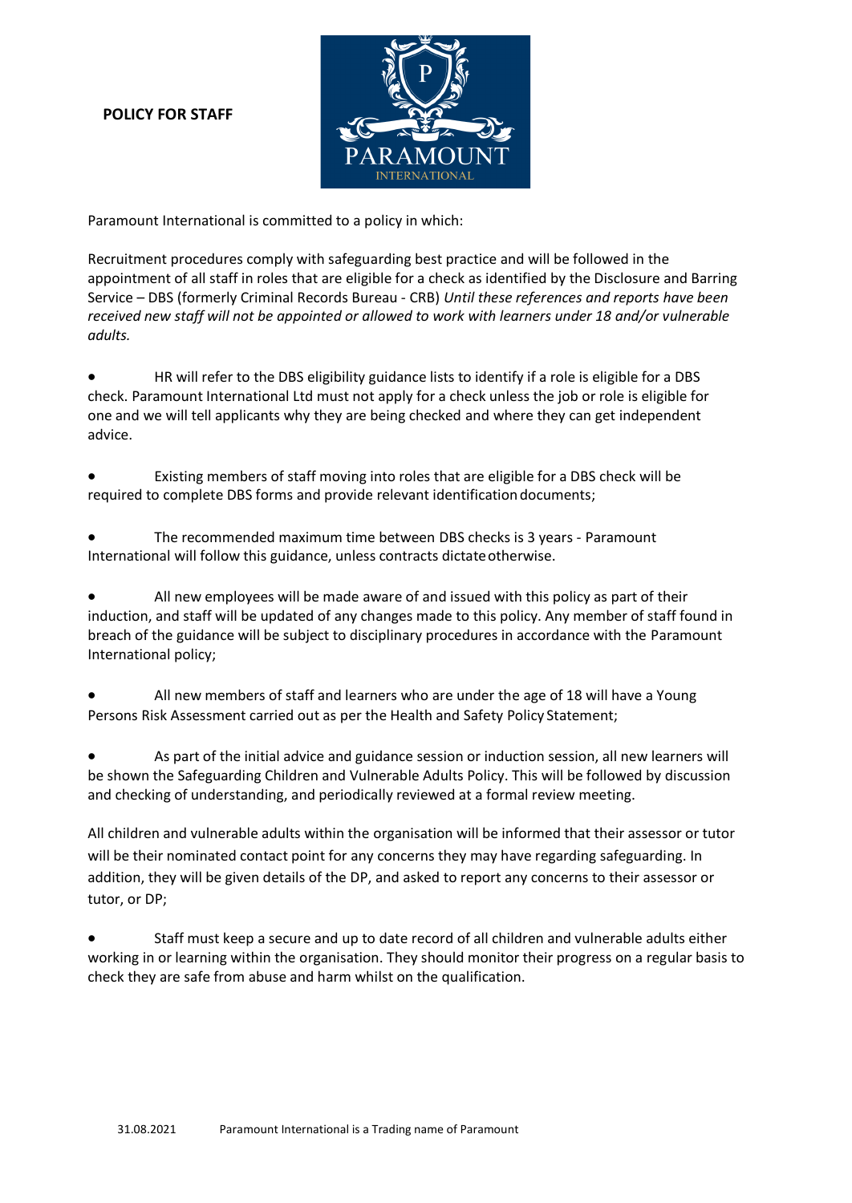**POLICY FOR STAFF**

Paramount International is committed to a policy in which:

Recruitment procedures comply with safeguarding best practice and will be followed in the appointment of all staff in roles that are eligible for a check as identified by the Disclosure and Barring Service – DBS (formerly Criminal Records Bureau - CRB) *Until these references and reports have been received new staff will not be appointed or allowed to work with learners under 18 and/or vulnerable adults.*

- HR will refer to the DBS eligibility guidance lists to identify if a role is eligible for a DBS check. Paramount International Ltd must not apply for a check unless the job or role is eligible for one and we will tell applicants why they are being checked and where they can get independent advice.

- Existing members of staff moving into roles that are eligible for a DBS check will be required to complete DBS forms and provide relevant identification documents;

- The recommended maximum time between DBS checks is 3 years - Paramount International will follow this guidance, unless contracts dictate otherwise.

- All new employees will be made aware of and issued with this policy as part of their induction, and staff will be updated of any changes made to this policy. Any member of staff found in breach of the guidance will be subject to disciplinary procedures in accordance with the Paramount International policy;

- All new members of staff and learners who are under the age of 18 will have a Young Persons Risk Assessment carried out as per the Health and Safety Policy Statement;

- As part of the initial advice and guidance session or induction session, all new learners will be shown the Safeguarding Children and Vulnerable Adults Policy. This will be followed by discussion and checking of understanding, and periodically reviewed at a formal review meeting.

All children and vulnerable adults within the organisation will be informed that their assessor or tutor will be their nominated contact point for any concerns they may have regarding safeguarding. In addition, they will be given details of the DP, and asked to report any concerns to their assessor or tutor, or DP;

- Staff must keep a secure and up to date record of all children and vulnerable adults either working in or learning within the organisation. They should monitor their progress on a regular basis to check they are safe from abuse and harm whilst on the qualification.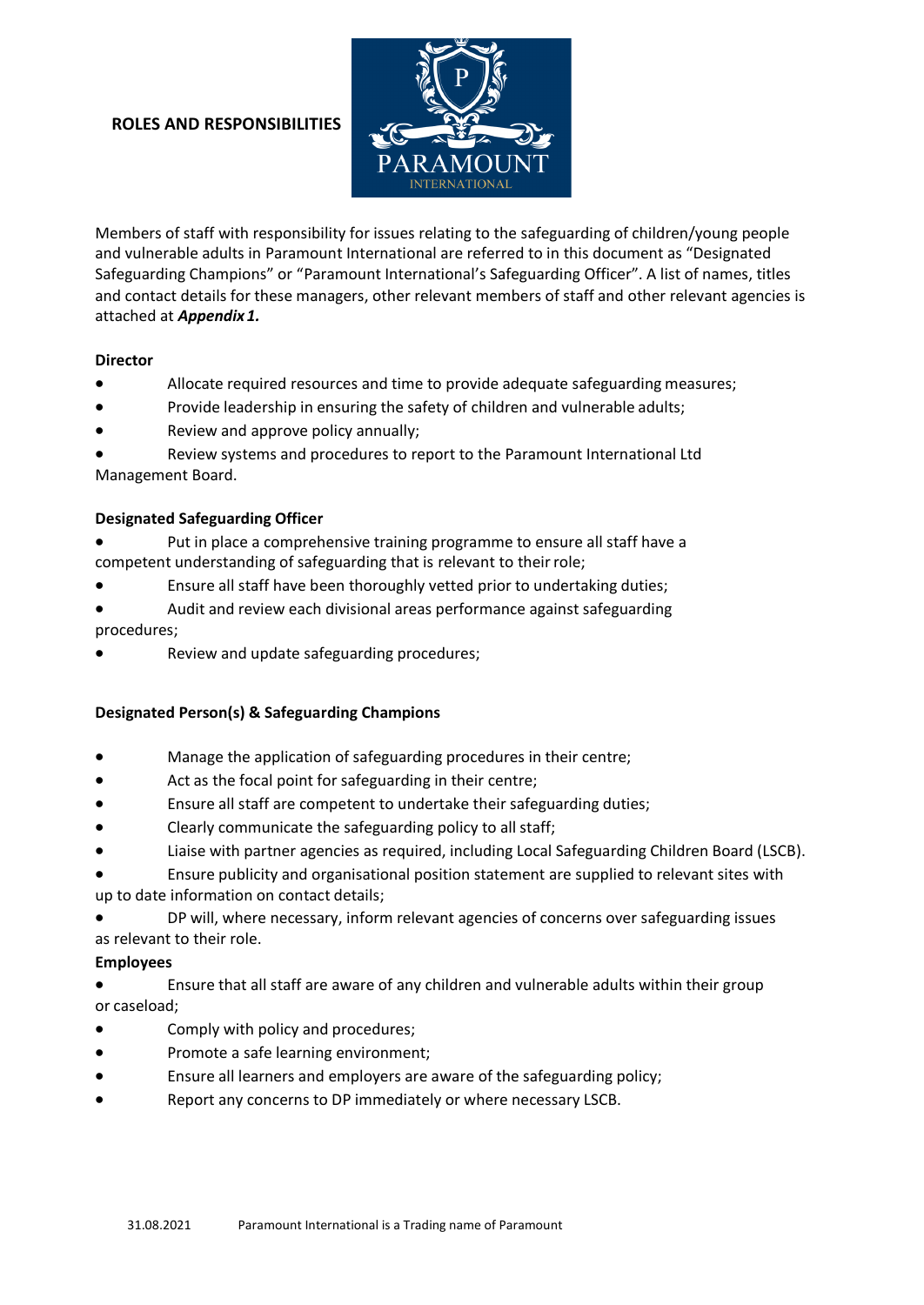## ROLES AND RESPONSIBILITIES

Members of staff with responsibility for issues relating to the safeguarding of children/young people and vulnerable adults in Paramount International are referred to in this document as "Designated Safeguarding Champions" or "Paramount International's Safeguarding Officer". A list of names, titles and contact details for these managers, other relevant members of staff and other relevant agencies is attached at ***Appendix 1.***

**Director**

- Allocate required resources and time to provide adequate safeguarding measures;
- Provide leadership in ensuring the safety of children and vulnerable adults;
- Review and approve policy annually;
- Review systems and procedures to report to the Paramount International Ltd Management Board.

**Designated Safeguarding Officer**

- Put in place a comprehensive training programme to ensure all staff have a competent understanding of safeguarding that is relevant to their role;
- Ensure all staff have been thoroughly vetted prior to undertaking duties;
- Audit and review each divisional areas performance against safeguarding procedures;
- Review and update safeguarding procedures;

**Designated Person(s) & Safeguarding Champions**

- Manage the application of safeguarding procedures in their centre;
- Act as the focal point for safeguarding in their centre;
- Ensure all staff are competent to undertake their safeguarding duties;
- Clearly communicate the safeguarding policy to all staff;
- Liaise with partner agencies as required, including Local Safeguarding Children Board (LSCB).
- Ensure publicity and organisational position statement are supplied to relevant sites with up to date information on contact details;
- DP will, where necessary, inform relevant agencies of concerns over safeguarding issues as relevant to their role.

**Employees**

- Ensure that all staff are aware of any children and vulnerable adults within their group or caseload;
- Comply with policy and procedures;
- Promote a safe learning environment;
- Ensure all learners and employers are aware of the safeguarding policy;
- Report any concerns to DP immediately or where necessary LSCB.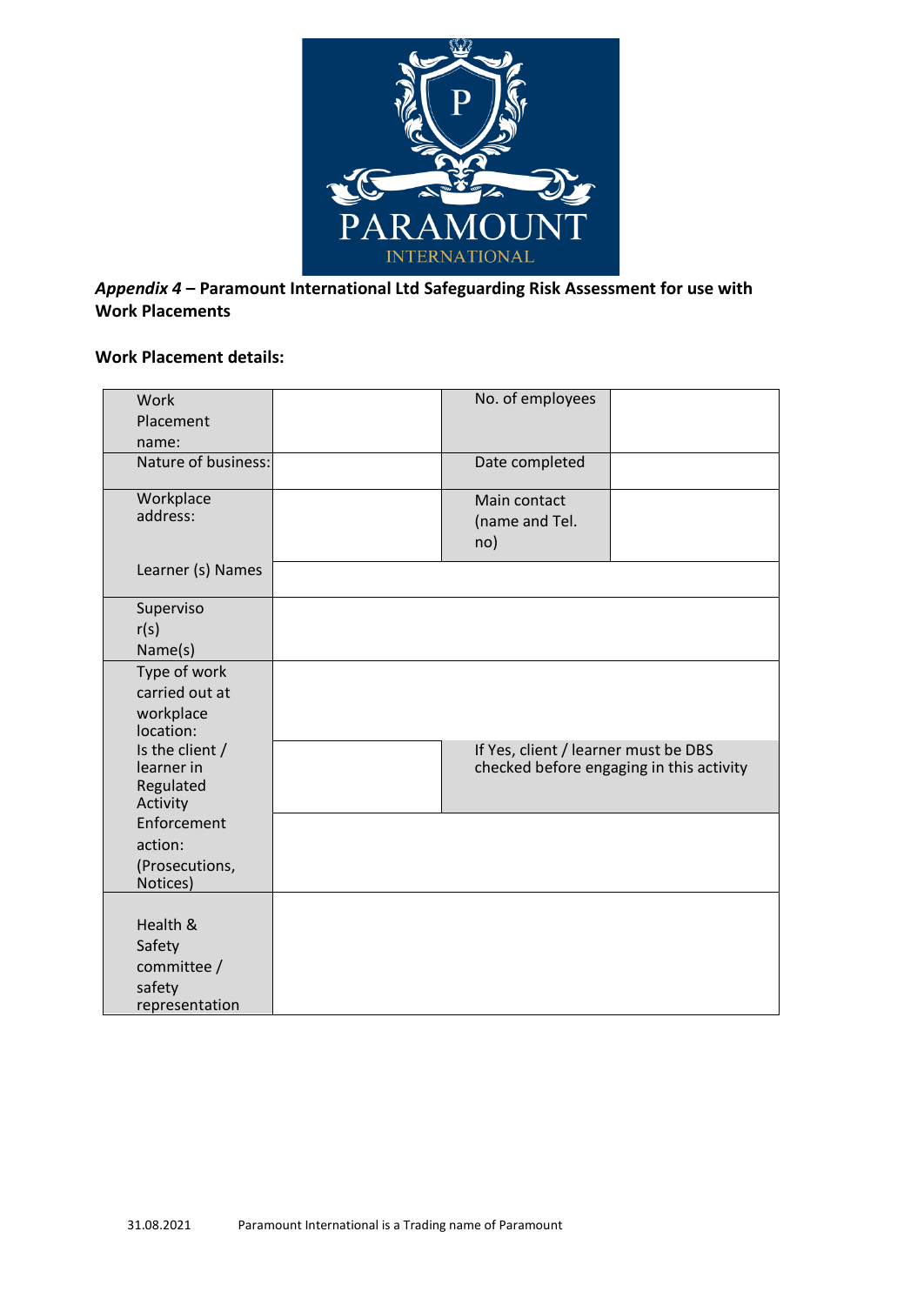***Appendix 4*** **– Paramount International Ltd Safeguarding Risk Assessment for use with Work Placements**

**Work Placement details:**

| | | | |
|---|---|---|---|
| Work Placement name: | | No. of employees | |
| Nature of business: | | Date completed | |
| Workplace address: | | Main contact (name and Tel. no) | |
| Learner (s) Names | | | |
| Supervisor(s) Name(s) | | | |
| Type of work carried out at workplace location: | | | |
| Is the client / learner in Regulated Activity | | If Yes, client / learner must be DBS checked before engaging in this activity | |
| Enforcement action: (Prosecutions, Notices) | | | |
| Health & Safety committee / safety representation | | | |

31.08.2021 Paramount International is a Trading name of Paramount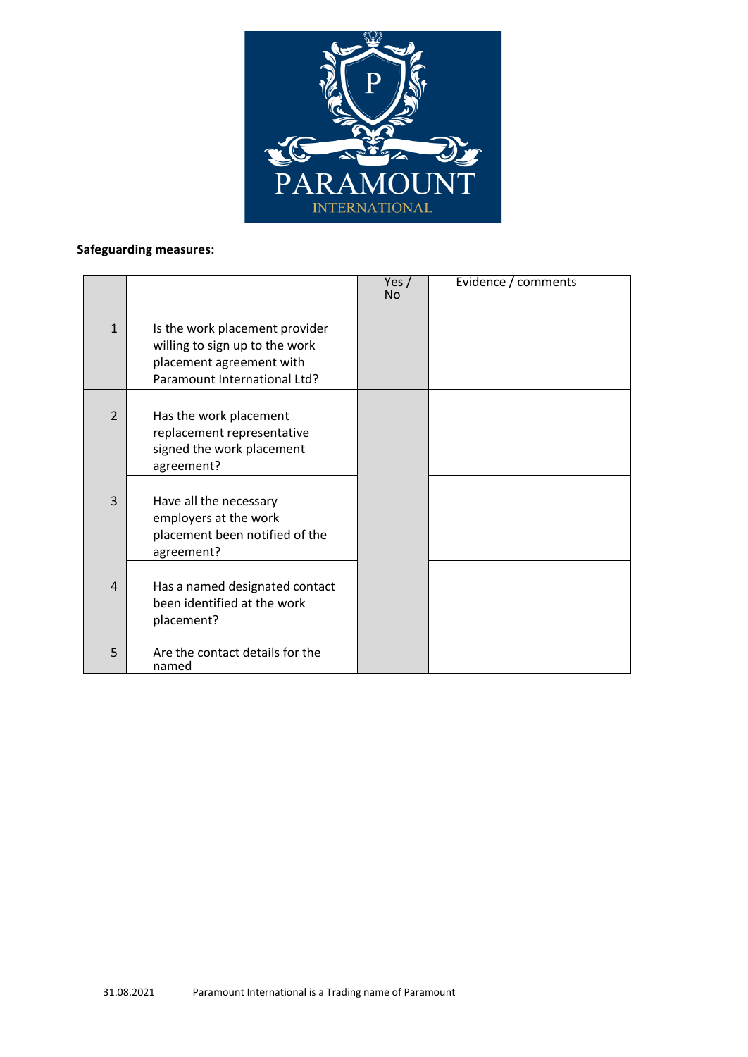**Safeguarding measures:**

| | | Yes / No | Evidence / comments |
|---|---|---|---|
| 1 | Is the work placement provider willing to sign up to the work placement agreement with Paramount International Ltd? | | |
| 2 | Has the work placement replacement representative signed the work placement agreement? | | |
| 3 | Have all the necessary employers at the work placement been notified of the agreement? | | |
| 4 | Has a named designated contact been identified at the work placement? | | |
| 5 | Are the contact details for the named | | |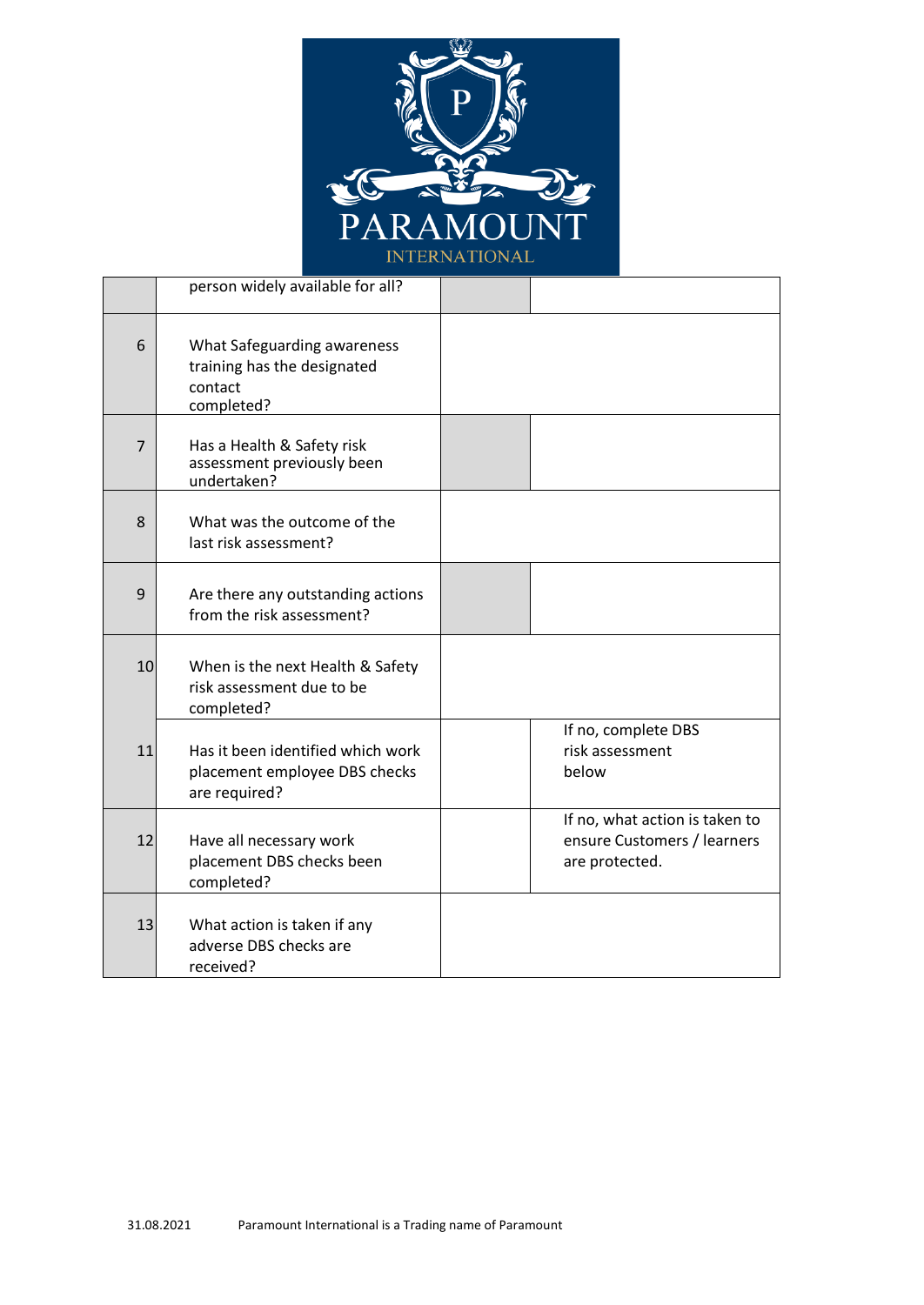| | | | |
|---|---|---|---|
| | person widely available for all? | | |
| 6 | What Safeguarding awareness training has the designated contact completed? | | |
| 7 | Has a Health & Safety risk assessment previously been undertaken? | | |
| 8 | What was the outcome of the last risk assessment? | | |
| 9 | Are there any outstanding actions from the risk assessment? | | |
| 10 | When is the next Health & Safety risk assessment due to be completed? | | |
| 11 | Has it been identified which work placement employee DBS checks are required? | | If no, complete DBS risk assessment below |
| 12 | Have all necessary work placement DBS checks been completed? | | If no, what action is taken to ensure Customers / learners are protected. |
| 13 | What action is taken if any adverse DBS checks are received? | | |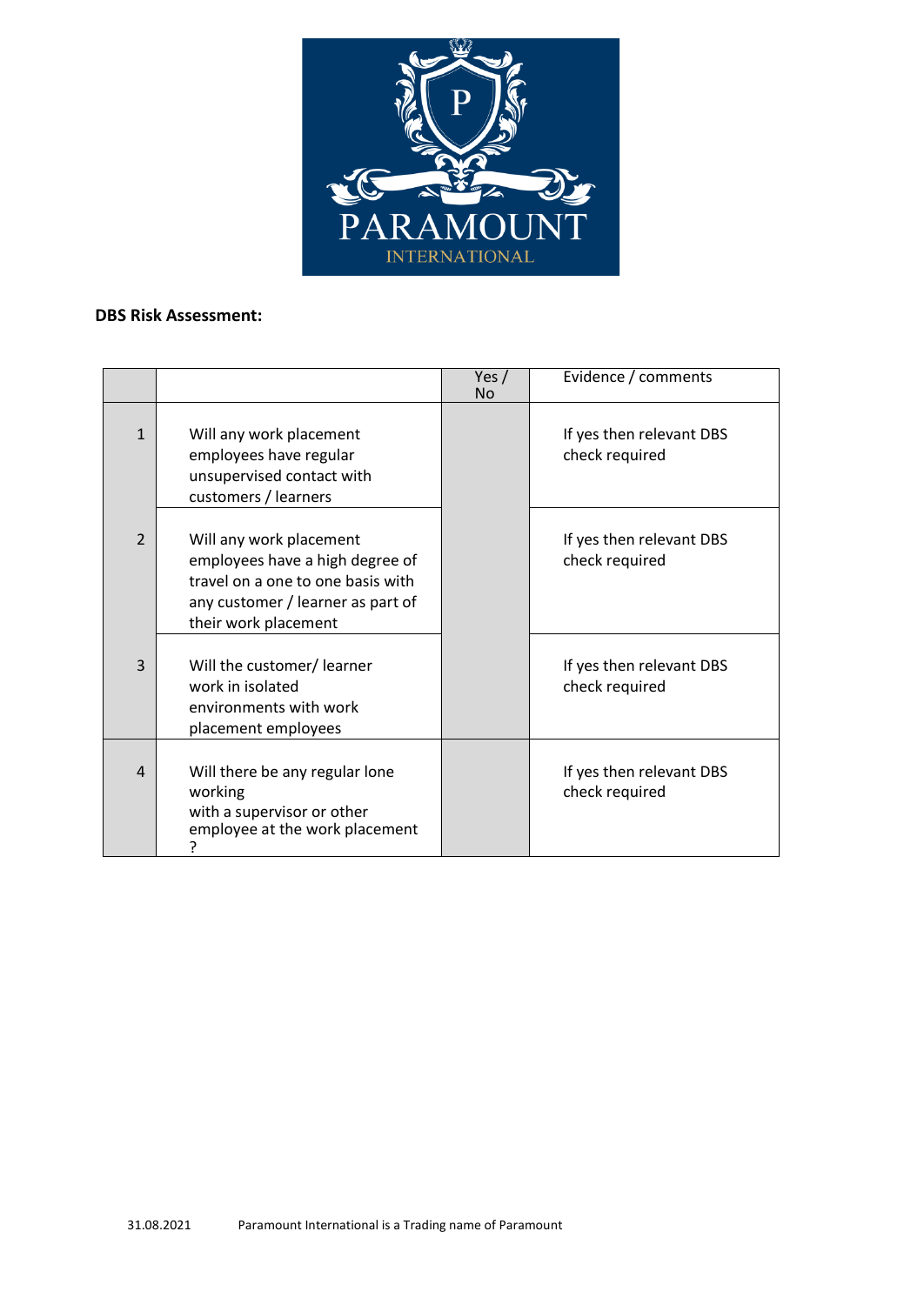**DBS Risk Assessment:**

| | | Yes / No | Evidence / comments |
|---|---|---|---|
| 1 | Will any work placement employees have regular unsupervised contact with customers / learners | | If yes then relevant DBS check required |
| 2 | Will any work placement employees have a high degree of travel on a one to one basis with any customer / learner as part of their work placement | | If yes then relevant DBS check required |
| 3 | Will the customer/ learner work in isolated environments with work placement employees | | If yes then relevant DBS check required |
| 4 | Will there be any regular lone working with a supervisor or other employee at the work placement ? | | If yes then relevant DBS check required |

31.08.2021 Paramount International is a Trading name of Paramount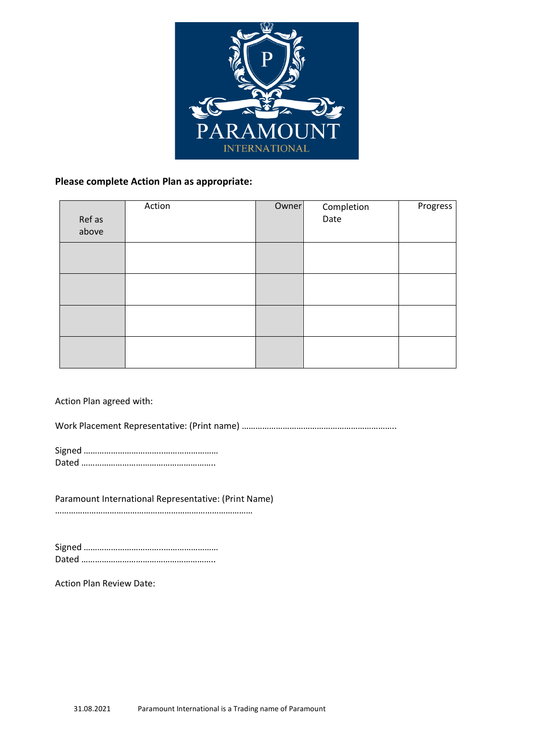**Please complete Action Plan as appropriate:**

| Ref as above | Action | Owner | Completion Date | Progress |
|---|---|---|---|---|
| | | | | |
| | | | | |
| | | | | |
| | | | | |

Action Plan agreed with:

Work Placement Representative: (Print name) …………………………………………………………..

Signed ……………………………..……………………
Dated …………………………………………………..

Paramount International Representative: (Print Name)
……………………………………………………………………………

Signed ……………………………..……………………
Dated …………………………………………………..

Action Plan Review Date: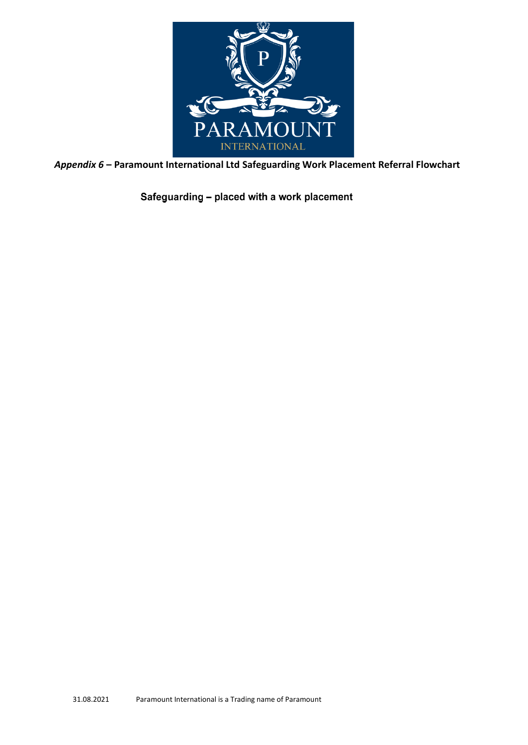*Appendix 6* – **Paramount International Ltd Safeguarding Work Placement Referral Flowchart**

**Safeguarding – placed with a work placement**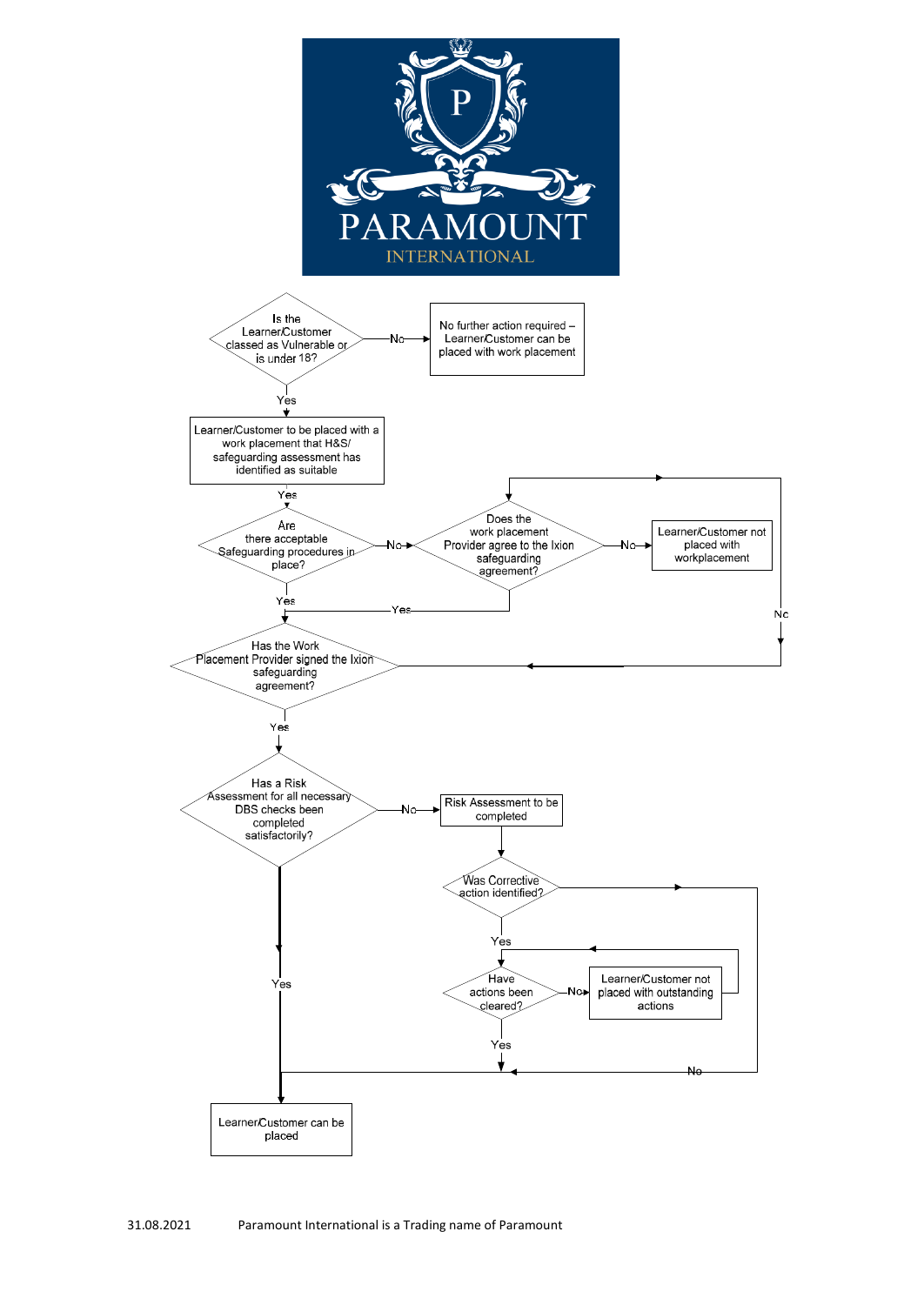PARAMOUNT

INTERNATIONAL

Is the Learner/Customer classed as Vulnerable or is under 18?

No → No further action required – Learner/Customer can be placed with work placement

Yes → Learner/Customer to be placed with a work placement that H&S/ safeguarding assessment has identified as suitable

Yes → Are there acceptable Safeguarding procedures in place?

No → Does the work placement Provider agree to the Ixion safeguarding agreement?

No → Learner/Customer not placed with workplacement

Yes

Yes

Has the Work Placement Provider signed the Ixion safeguarding agreement?

No

Yes → Has a Risk Assessment for all necessary DBS checks been completed satisfactorily?

No → Risk Assessment to be completed

Was Corrective action identified?

Yes → Have actions been cleared?

No → Learner/Customer not placed with outstanding actions

Yes

No

Yes

Learner/Customer can be placed

31.08.2021 Paramount International is a Trading name of Paramount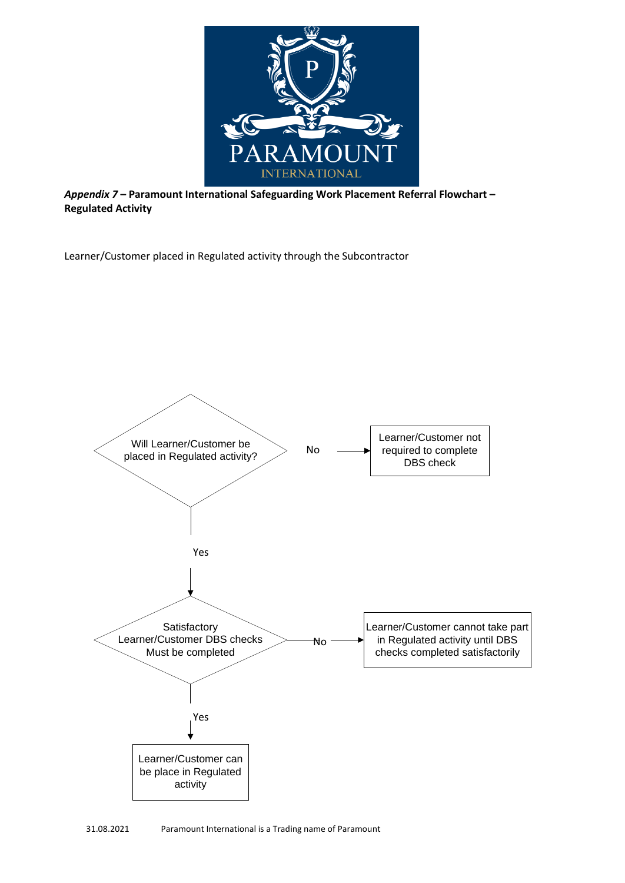***Appendix 7* – Paramount International Safeguarding Work Placement Referral Flowchart – Regulated Activity**

Learner/Customer placed in Regulated activity through the Subcontractor

Will Learner/Customer be placed in Regulated activity?

No

Learner/Customer not required to complete DBS check

Yes

Satisfactory Learner/Customer DBS checks Must be completed

No

Learner/Customer cannot take part in Regulated activity until DBS checks completed satisfactorily

Yes

Learner/Customer can be place in Regulated activity

31.08.2021 Paramount International is a Trading name of Paramount